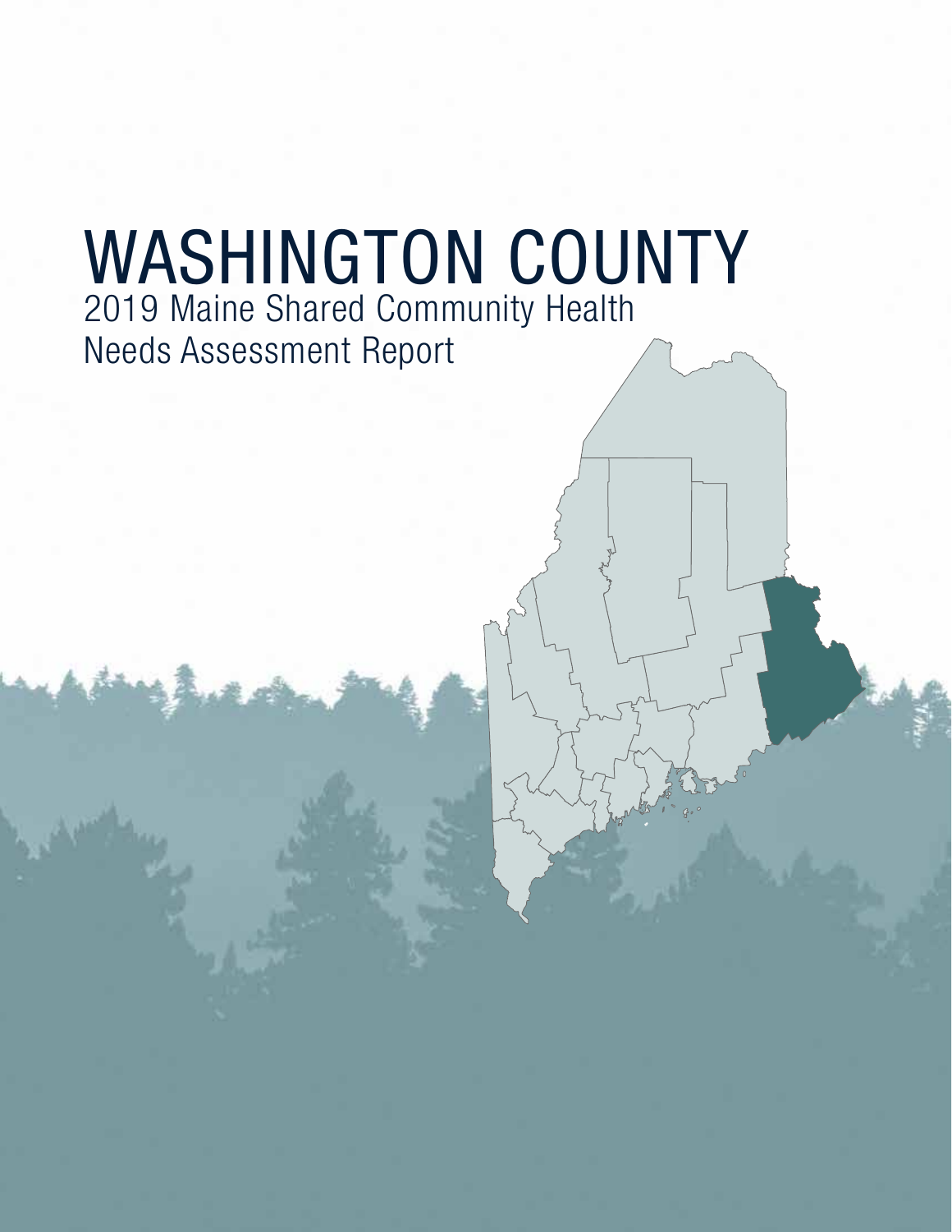# WASHINGTON COUNTY

## 2019 Maine Shared Community Health Needs Assessment Report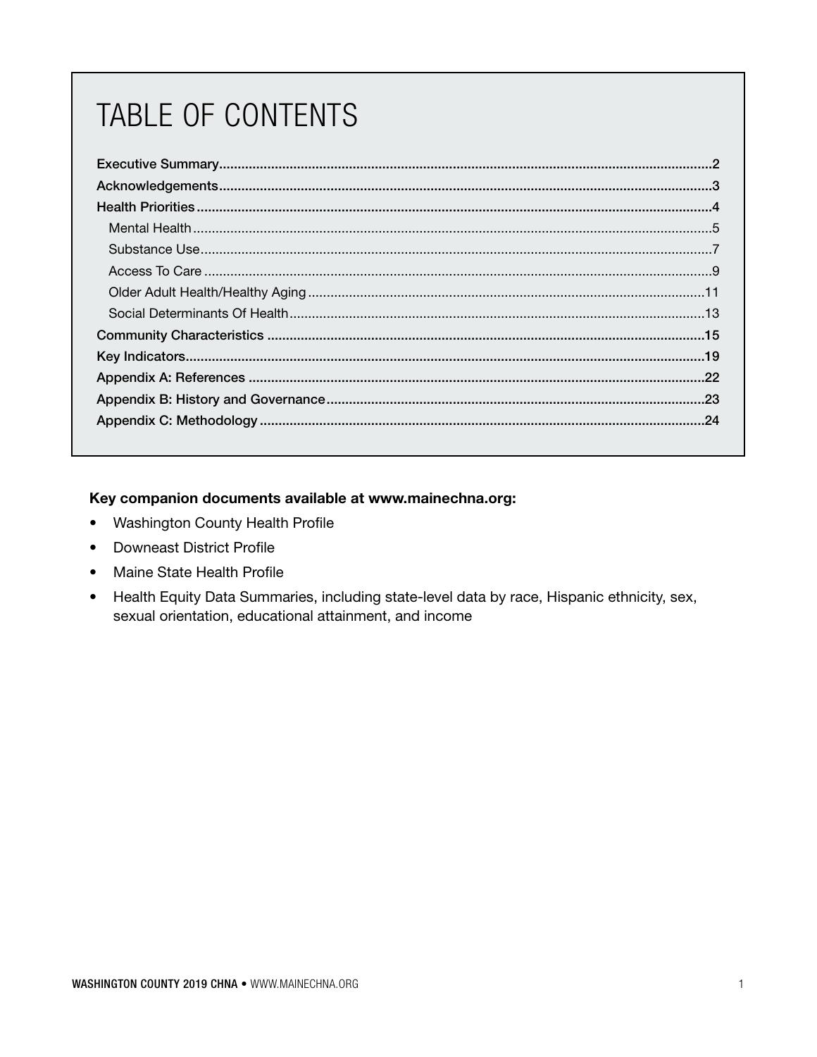# TABLE OF CONTENTS

- Executive Summary .......... 2
- Acknowledgements .......... 3
- Health Priorities .......... 4
  - Mental Health .......... 5
  - Substance Use .......... 7
  - Access To Care .......... 9
  - Older Adult Health/Healthy Aging .......... 11
  - Social Determinants Of Health .......... 13
- Community Characteristics .......... 15
- Key Indicators .......... 19
- Appendix A: References .......... 22
- Appendix B: History and Governance .......... 23
- Appendix C: Methodology .......... 24

**Key companion documents available at www.mainechna.org:**

- Washington County Health Profile
- Downeast District Profile
- Maine State Health Profile
- Health Equity Data Summaries, including state-level data by race, Hispanic ethnicity, sex, sexual orientation, educational attainment, and income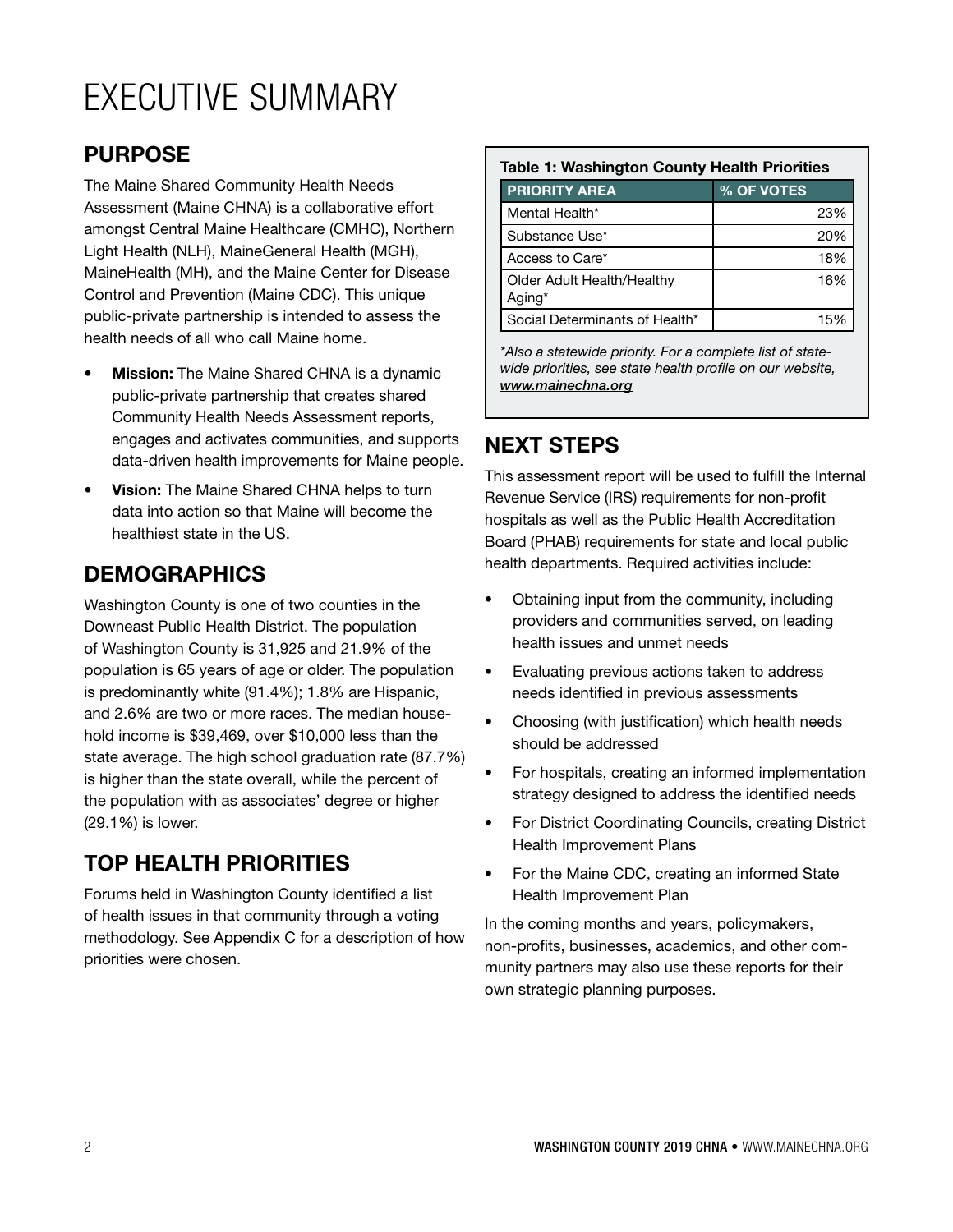# EXECUTIVE SUMMARY

## PURPOSE

The Maine Shared Community Health Needs Assessment (Maine CHNA) is a collaborative effort amongst Central Maine Healthcare (CMHC), Northern Light Health (NLH), MaineGeneral Health (MGH), MaineHealth (MH), and the Maine Center for Disease Control and Prevention (Maine CDC). This unique public-private partnership is intended to assess the health needs of all who call Maine home.

- **Mission:** The Maine Shared CHNA is a dynamic public-private partnership that creates shared Community Health Needs Assessment reports, engages and activates communities, and supports data-driven health improvements for Maine people.
- **Vision:** The Maine Shared CHNA helps to turn data into action so that Maine will become the healthiest state in the US.

## DEMOGRAPHICS

Washington County is one of two counties in the Downeast Public Health District. The population of Washington County is 31,925 and 21.9% of the population is 65 years of age or older. The population is predominantly white (91.4%); 1.8% are Hispanic, and 2.6% are two or more races. The median household income is $39,469, over $10,000 less than the state average. The high school graduation rate (87.7%) is higher than the state overall, while the percent of the population with as associates' degree or higher (29.1%) is lower.

## TOP HEALTH PRIORITIES

Forums held in Washington County identified a list of health issues in that community through a voting methodology. See Appendix C for a description of how priorities were chosen.

**Table 1: Washington County Health Priorities**

| PRIORITY AREA | % OF VOTES |
|---|---:|
| Mental Health* | 23% |
| Substance Use* | 20% |
| Access to Care* | 18% |
| Older Adult Health/Healthy Aging* | 16% |
| Social Determinants of Health* | 15% |

*\*Also a statewide priority. For a complete list of statewide priorities, see state health profile on our website, www.mainechna.org*

## NEXT STEPS

This assessment report will be used to fulfill the Internal Revenue Service (IRS) requirements for non-profit hospitals as well as the Public Health Accreditation Board (PHAB) requirements for state and local public health departments. Required activities include:

- Obtaining input from the community, including providers and communities served, on leading health issues and unmet needs
- Evaluating previous actions taken to address needs identified in previous assessments
- Choosing (with justification) which health needs should be addressed
- For hospitals, creating an informed implementation strategy designed to address the identified needs
- For District Coordinating Councils, creating District Health Improvement Plans
- For the Maine CDC, creating an informed State Health Improvement Plan

In the coming months and years, policymakers, non-profits, businesses, academics, and other community partners may also use these reports for their own strategic planning purposes.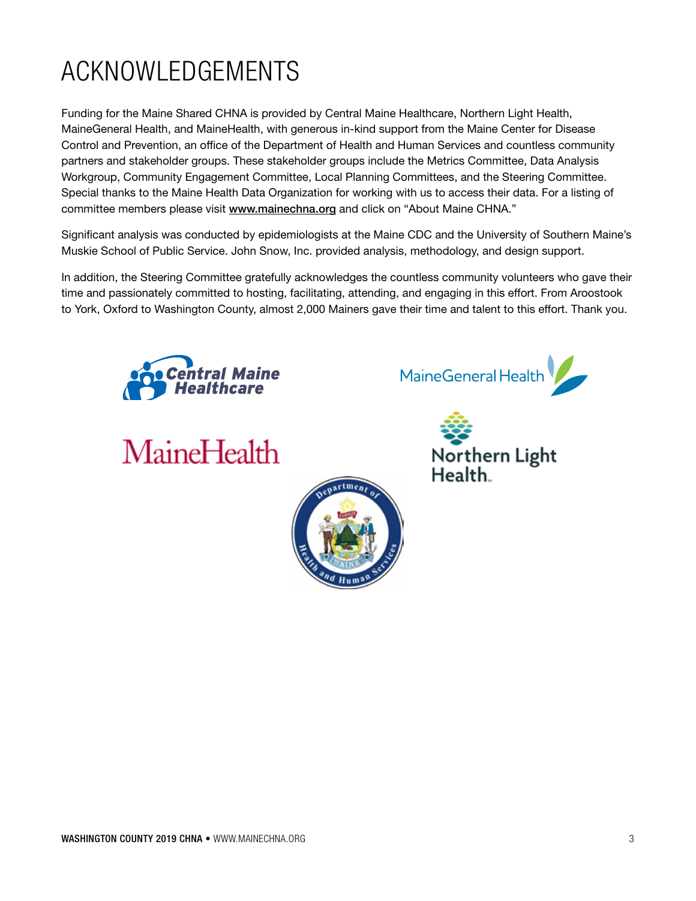# ACKNOWLEDGEMENTS

Funding for the Maine Shared CHNA is provided by Central Maine Healthcare, Northern Light Health, MaineGeneral Health, and MaineHealth, with generous in-kind support from the Maine Center for Disease Control and Prevention, an office of the Department of Health and Human Services and countless community partners and stakeholder groups. These stakeholder groups include the Metrics Committee, Data Analysis Workgroup, Community Engagement Committee, Local Planning Committees, and the Steering Committee. Special thanks to the Maine Health Data Organization for working with us to access their data. For a listing of committee members please visit **www.mainechna.org** and click on "About Maine CHNA."

Significant analysis was conducted by epidemiologists at the Maine CDC and the University of Southern Maine's Muskie School of Public Service. John Snow, Inc. provided analysis, methodology, and design support.

In addition, the Steering Committee gratefully acknowledges the countless community volunteers who gave their time and passionately committed to hosting, facilitating, attending, and engaging in this effort. From Aroostook to York, Oxford to Washington County, almost 2,000 Mainers gave their time and talent to this effort. Thank you.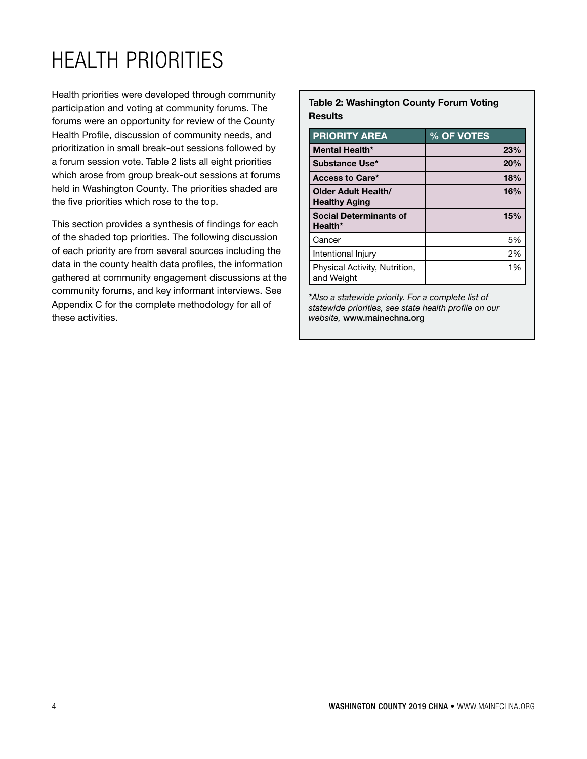# HEALTH PRIORITIES

Health priorities were developed through community participation and voting at community forums. The forums were an opportunity for review of the County Health Profile, discussion of community needs, and prioritization in small break-out sessions followed by a forum session vote. Table 2 lists all eight priorities which arose from group break-out sessions at forums held in Washington County. The priorities shaded are the five priorities which rose to the top.

This section provides a synthesis of findings for each of the shaded top priorities. The following discussion of each priority are from several sources including the data in the county health data profiles, the information gathered at community engagement discussions at the community forums, and key informant interviews. See Appendix C for the complete methodology for all of these activities.

**Table 2: Washington County Forum Voting Results**

| PRIORITY AREA | % OF VOTES |
|---|---:|
| **Mental Health*** | **23%** |
| **Substance Use*** | **20%** |
| **Access to Care*** | **18%** |
| **Older Adult Health/ Healthy Aging** | **16%** |
| **Social Determinants of Health*** | **15%** |
| Cancer | 5% |
| Intentional Injury | 2% |
| Physical Activity, Nutrition, and Weight | 1% |

*\*Also a statewide priority. For a complete list of statewide priorities, see state health profile on our website,* **www.mainechna.org**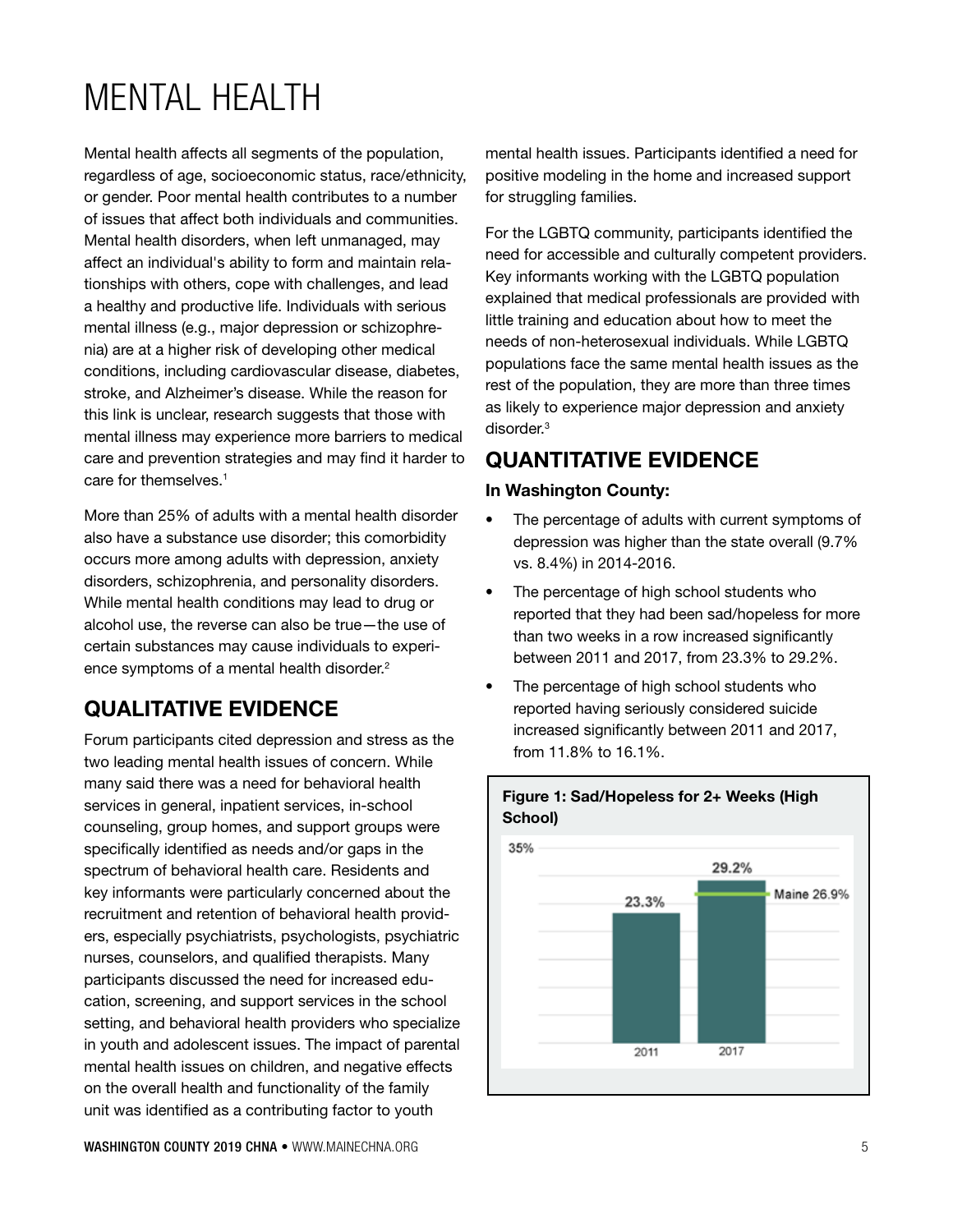# MENTAL HEALTH

Mental health affects all segments of the population, regardless of age, socioeconomic status, race/ethnicity, or gender. Poor mental health contributes to a number of issues that affect both individuals and communities. Mental health disorders, when left unmanaged, may affect an individual's ability to form and maintain relationships with others, cope with challenges, and lead a healthy and productive life. Individuals with serious mental illness (e.g., major depression or schizophrenia) are at a higher risk of developing other medical conditions, including cardiovascular disease, diabetes, stroke, and Alzheimer's disease. While the reason for this link is unclear, research suggests that those with mental illness may experience more barriers to medical care and prevention strategies and may find it harder to care for themselves.[1]

More than 25% of adults with a mental health disorder also have a substance use disorder; this comorbidity occurs more among adults with depression, anxiety disorders, schizophrenia, and personality disorders. While mental health conditions may lead to drug or alcohol use, the reverse can also be true—the use of certain substances may cause individuals to experience symptoms of a mental health disorder.[2]

## QUALITATIVE EVIDENCE

Forum participants cited depression and stress as the two leading mental health issues of concern. While many said there was a need for behavioral health services in general, inpatient services, in-school counseling, group homes, and support groups were specifically identified as needs and/or gaps in the spectrum of behavioral health care. Residents and key informants were particularly concerned about the recruitment and retention of behavioral health providers, especially psychiatrists, psychologists, psychiatric nurses, counselors, and qualified therapists. Many participants discussed the need for increased education, screening, and support services in the school setting, and behavioral health providers who specialize in youth and adolescent issues. The impact of parental mental health issues on children, and negative effects on the overall health and functionality of the family unit was identified as a contributing factor to youth mental health issues. Participants identified a need for positive modeling in the home and increased support for struggling families.

For the LGBTQ community, participants identified the need for accessible and culturally competent providers. Key informants working with the LGBTQ population explained that medical professionals are provided with little training and education about how to meet the needs of non-heterosexual individuals. While LGBTQ populations face the same mental health issues as the rest of the population, they are more than three times as likely to experience major depression and anxiety disorder.[3]

## QUANTITATIVE EVIDENCE

**In Washington County:**

- The percentage of adults with current symptoms of depression was higher than the state overall (9.7% vs. 8.4%) in 2014-2016.
- The percentage of high school students who reported that they had been sad/hopeless for more than two weeks in a row increased significantly between 2011 and 2017, from 23.3% to 29.2%.
- The percentage of high school students who reported having seriously considered suicide increased significantly between 2011 and 2017, from 11.8% to 16.1%.

**Figure 1: Sad/Hopeless for 2+ Weeks (High School)**

| Year | Percentage |
|---|---|
| 2011 | 23.3% |
| 2017 | 29.2% |

Maine 26.9%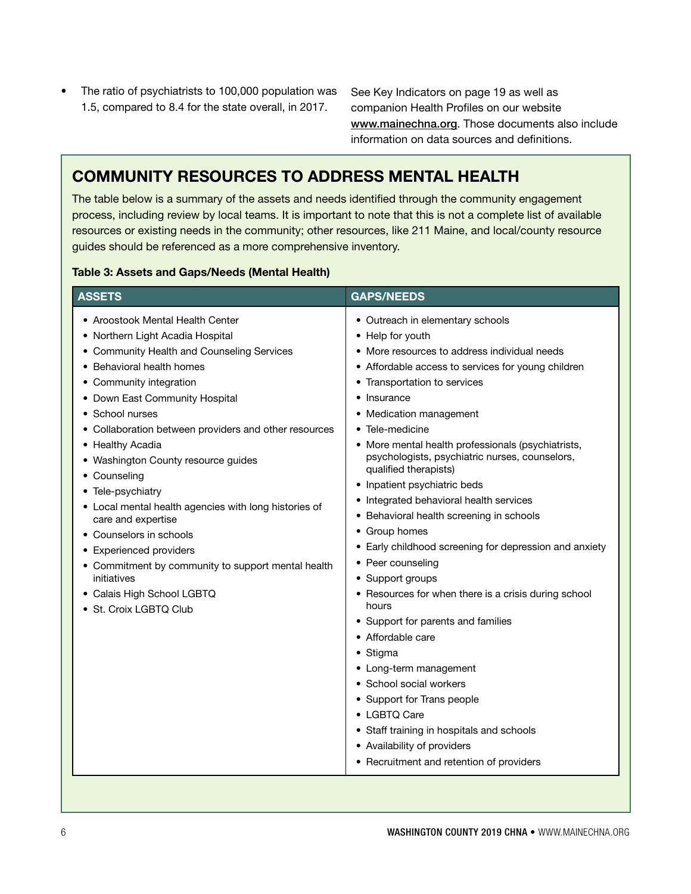- The ratio of psychiatrists to 100,000 population was 1.5, compared to 8.4 for the state overall, in 2017.

See Key Indicators on page 19 as well as companion Health Profiles on our website www.mainechna.org. Those documents also include information on data sources and definitions.

## COMMUNITY RESOURCES TO ADDRESS MENTAL HEALTH

The table below is a summary of the assets and needs identified through the community engagement process, including review by local teams. It is important to note that this is not a complete list of available resources or existing needs in the community; other resources, like 211 Maine, and local/county resource guides should be referenced as a more comprehensive inventory.

**Table 3: Assets and Gaps/Needs (Mental Health)**

| ASSETS | GAPS/NEEDS |
|---|---|
| • Aroostook Mental Health Center<br>• Northern Light Acadia Hospital<br>• Community Health and Counseling Services<br>• Behavioral health homes<br>• Community integration<br>• Down East Community Hospital<br>• School nurses<br>• Collaboration between providers and other resources<br>• Healthy Acadia<br>• Washington County resource guides<br>• Counseling<br>• Tele-psychiatry<br>• Local mental health agencies with long histories of care and expertise<br>• Counselors in schools<br>• Experienced providers<br>• Commitment by community to support mental health initiatives<br>• Calais High School LGBTQ<br>• St. Croix LGBTQ Club | • Outreach in elementary schools<br>• Help for youth<br>• More resources to address individual needs<br>• Affordable access to services for young children<br>• Transportation to services<br>• Insurance<br>• Medication management<br>• Tele-medicine<br>• More mental health professionals (psychiatrists, psychologists, psychiatric nurses, counselors, qualified therapists)<br>• Inpatient psychiatric beds<br>• Integrated behavioral health services<br>• Behavioral health screening in schools<br>• Group homes<br>• Early childhood screening for depression and anxiety<br>• Peer counseling<br>• Support groups<br>• Resources for when there is a crisis during school hours<br>• Support for parents and families<br>• Affordable care<br>• Stigma<br>• Long-term management<br>• School social workers<br>• Support for Trans people<br>• LGBTQ Care<br>• Staff training in hospitals and schools<br>• Availability of providers<br>• Recruitment and retention of providers |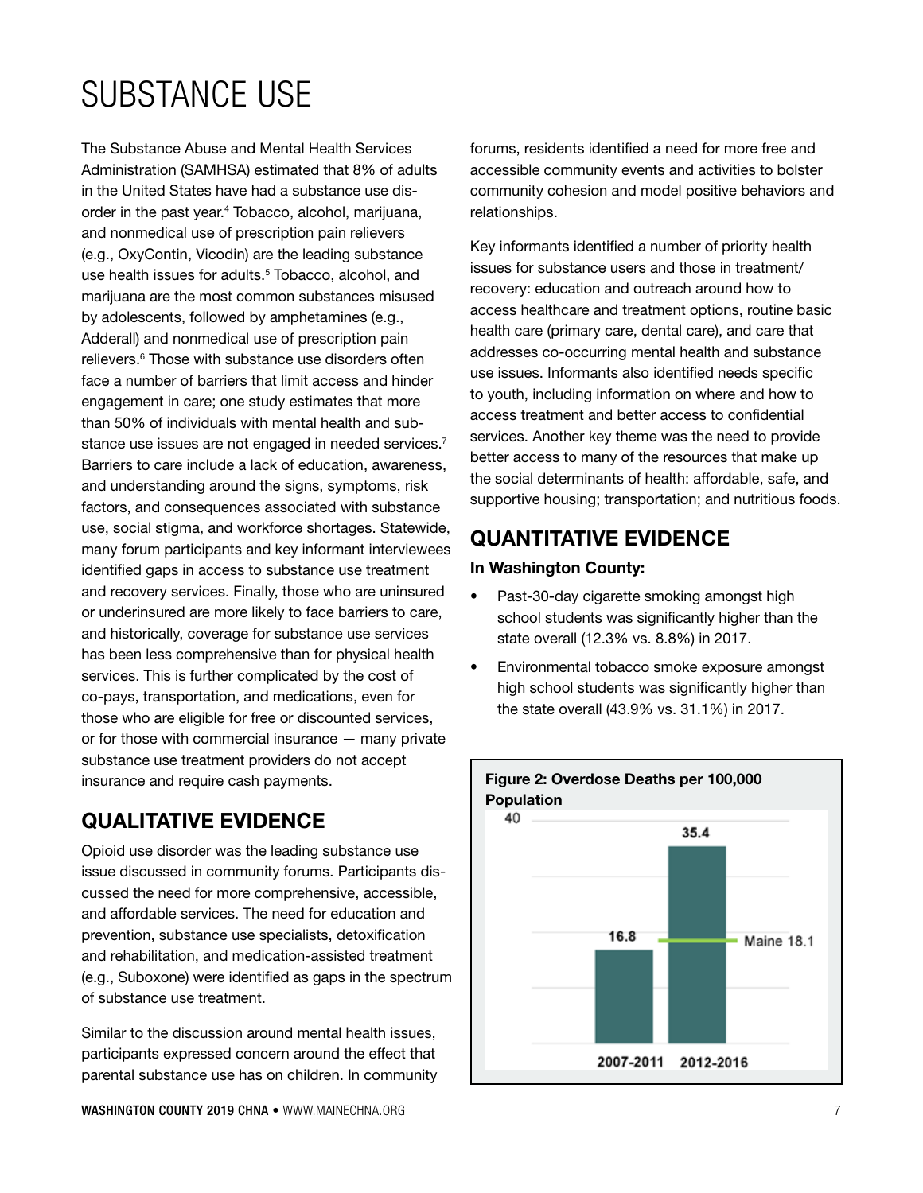# SUBSTANCE USE

The Substance Abuse and Mental Health Services Administration (SAMHSA) estimated that 8% of adults in the United States have had a substance use disorder in the past year.[4] Tobacco, alcohol, marijuana, and nonmedical use of prescription pain relievers (e.g., OxyContin, Vicodin) are the leading substance use health issues for adults.[5] Tobacco, alcohol, and marijuana are the most common substances misused by adolescents, followed by amphetamines (e.g., Adderall) and nonmedical use of prescription pain relievers.[6] Those with substance use disorders often face a number of barriers that limit access and hinder engagement in care; one study estimates that more than 50% of individuals with mental health and substance use issues are not engaged in needed services.[7] Barriers to care include a lack of education, awareness, and understanding around the signs, symptoms, risk factors, and consequences associated with substance use, social stigma, and workforce shortages. Statewide, many forum participants and key informant interviewees identified gaps in access to substance use treatment and recovery services. Finally, those who are uninsured or underinsured are more likely to face barriers to care, and historically, coverage for substance use services has been less comprehensive than for physical health services. This is further complicated by the cost of co-pays, transportation, and medications, even for those who are eligible for free or discounted services, or for those with commercial insurance — many private substance use treatment providers do not accept insurance and require cash payments.

## QUALITATIVE EVIDENCE

Opioid use disorder was the leading substance use issue discussed in community forums. Participants discussed the need for more comprehensive, accessible, and affordable services. The need for education and prevention, substance use specialists, detoxification and rehabilitation, and medication-assisted treatment (e.g., Suboxone) were identified as gaps in the spectrum of substance use treatment.

Similar to the discussion around mental health issues, participants expressed concern around the effect that parental substance use has on children. In community forums, residents identified a need for more free and accessible community events and activities to bolster community cohesion and model positive behaviors and relationships.

Key informants identified a number of priority health issues for substance users and those in treatment/recovery: education and outreach around how to access healthcare and treatment options, routine basic health care (primary care, dental care), and care that addresses co-occurring mental health and substance use issues. Informants also identified needs specific to youth, including information on where and how to access treatment and better access to confidential services. Another key theme was the need to provide better access to many of the resources that make up the social determinants of health: affordable, safe, and supportive housing; transportation; and nutritious foods.

## QUANTITATIVE EVIDENCE

**In Washington County:**

- Past-30-day cigarette smoking amongst high school students was significantly higher than the state overall (12.3% vs. 8.8%) in 2017.
- Environmental tobacco smoke exposure amongst high school students was significantly higher than the state overall (43.9% vs. 31.1%) in 2017.

**Figure 2: Overdose Deaths per 100,000 Population**

| Period | Overdose Deaths per 100,000 |
|---|---|
| 2007-2011 | 16.8 |
| 2012-2016 | 35.4 |

Maine 18.1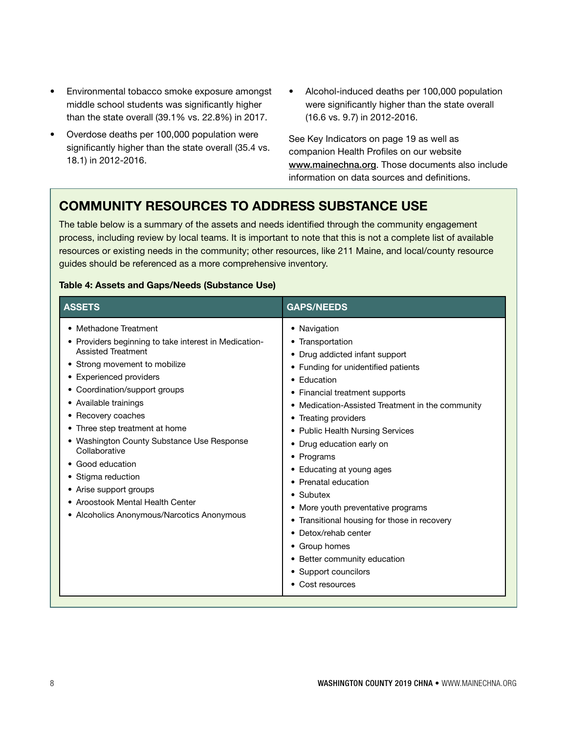- Environmental tobacco smoke exposure amongst middle school students was significantly higher than the state overall (39.1% vs. 22.8%) in 2017.
- Overdose deaths per 100,000 population were significantly higher than the state overall (35.4 vs. 18.1) in 2012-2016.
- Alcohol-induced deaths per 100,000 population were significantly higher than the state overall (16.6 vs. 9.7) in 2012-2016.

See Key Indicators on page 19 as well as companion Health Profiles on our website www.mainechna.org. Those documents also include information on data sources and definitions.

## COMMUNITY RESOURCES TO ADDRESS SUBSTANCE USE

The table below is a summary of the assets and needs identified through the community engagement process, including review by local teams. It is important to note that this is not a complete list of available resources or existing needs in the community; other resources, like 211 Maine, and local/county resource guides should be referenced as a more comprehensive inventory.

**Table 4: Assets and Gaps/Needs (Substance Use)**

| ASSETS | GAPS/NEEDS |
|---|---|
| • Methadone Treatment<br>• Providers beginning to take interest in Medication-Assisted Treatment<br>• Strong movement to mobilize<br>• Experienced providers<br>• Coordination/support groups<br>• Available trainings<br>• Recovery coaches<br>• Three step treatment at home<br>• Washington County Substance Use Response Collaborative<br>• Good education<br>• Stigma reduction<br>• Arise support groups<br>• Aroostook Mental Health Center<br>• Alcoholics Anonymous/Narcotics Anonymous | • Navigation<br>• Transportation<br>• Drug addicted infant support<br>• Funding for unidentified patients<br>• Education<br>• Financial treatment supports<br>• Medication-Assisted Treatment in the community<br>• Treating providers<br>• Public Health Nursing Services<br>• Drug education early on<br>• Programs<br>• Educating at young ages<br>• Prenatal education<br>• Subutex<br>• More youth preventative programs<br>• Transitional housing for those in recovery<br>• Detox/rehab center<br>• Group homes<br>• Better community education<br>• Support councilors<br>• Cost resources |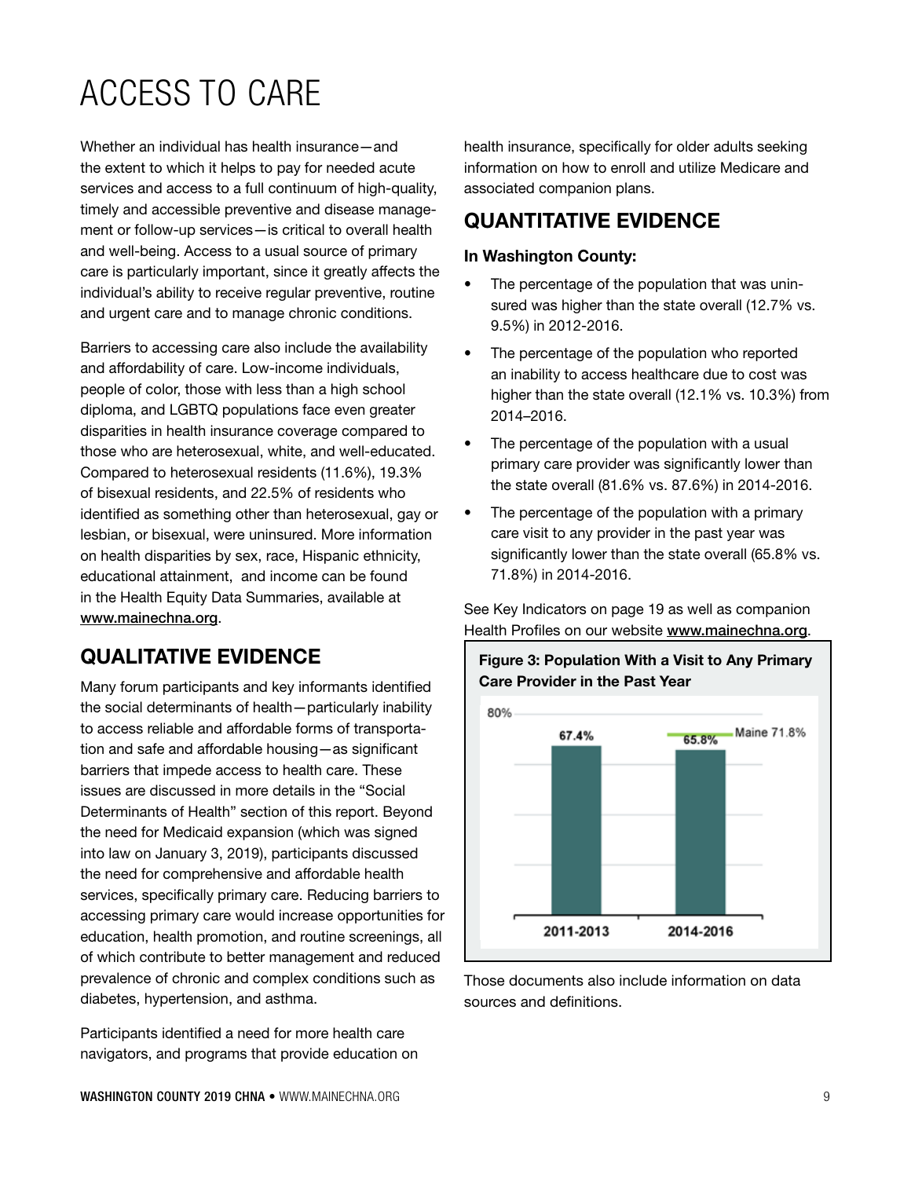# ACCESS TO CARE

Whether an individual has health insurance—and the extent to which it helps to pay for needed acute services and access to a full continuum of high-quality, timely and accessible preventive and disease management or follow-up services—is critical to overall health and well-being. Access to a usual source of primary care is particularly important, since it greatly affects the individual's ability to receive regular preventive, routine and urgent care and to manage chronic conditions.

Barriers to accessing care also include the availability and affordability of care. Low-income individuals, people of color, those with less than a high school diploma, and LGBTQ populations face even greater disparities in health insurance coverage compared to those who are heterosexual, white, and well-educated. Compared to heterosexual residents (11.6%), 19.3% of bisexual residents, and 22.5% of residents who identified as something other than heterosexual, gay or lesbian, or bisexual, were uninsured. More information on health disparities by sex, race, Hispanic ethnicity, educational attainment, and income can be found in the Health Equity Data Summaries, available at www.mainechna.org.

## QUALITATIVE EVIDENCE

Many forum participants and key informants identified the social determinants of health—particularly inability to access reliable and affordable forms of transportation and safe and affordable housing—as significant barriers that impede access to health care. These issues are discussed in more details in the "Social Determinants of Health" section of this report. Beyond the need for Medicaid expansion (which was signed into law on January 3, 2019), participants discussed the need for comprehensive and affordable health services, specifically primary care. Reducing barriers to accessing primary care would increase opportunities for education, health promotion, and routine screenings, all of which contribute to better management and reduced prevalence of chronic and complex conditions such as diabetes, hypertension, and asthma.

Participants identified a need for more health care navigators, and programs that provide education on health insurance, specifically for older adults seeking information on how to enroll and utilize Medicare and associated companion plans.

## QUANTITATIVE EVIDENCE

**In Washington County:**

- The percentage of the population that was uninsured was higher than the state overall (12.7% vs. 9.5%) in 2012-2016.
- The percentage of the population who reported an inability to access healthcare due to cost was higher than the state overall (12.1% vs. 10.3%) from 2014–2016.
- The percentage of the population with a usual primary care provider was significantly lower than the state overall (81.6% vs. 87.6%) in 2014-2016.
- The percentage of the population with a primary care visit to any provider in the past year was significantly lower than the state overall (65.8% vs. 71.8%) in 2014-2016.

See Key Indicators on page 19 as well as companion Health Profiles on our website www.mainechna.org.

**Figure 3: Population With a Visit to Any Primary Care Provider in the Past Year**

| Period | Washington County | Maine |
|---|---|---|
| 2011-2013 | 67.4% | |
| 2014-2016 | 65.8% | 71.8% |

Those documents also include information on data sources and definitions.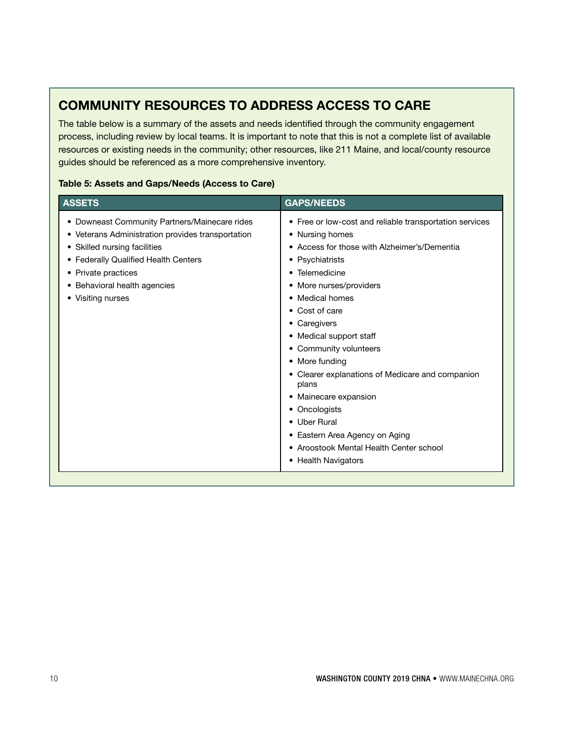## COMMUNITY RESOURCES TO ADDRESS ACCESS TO CARE

The table below is a summary of the assets and needs identified through the community engagement process, including review by local teams. It is important to note that this is not a complete list of available resources or existing needs in the community; other resources, like 211 Maine, and local/county resource guides should be referenced as a more comprehensive inventory.

**Table 5: Assets and Gaps/Needs (Access to Care)**

| ASSETS | GAPS/NEEDS |
|---|---|
| • Downeast Community Partners/Mainecare rides<br>• Veterans Administration provides transportation<br>• Skilled nursing facilities<br>• Federally Qualified Health Centers<br>• Private practices<br>• Behavioral health agencies<br>• Visiting nurses | • Free or low-cost and reliable transportation services<br>• Nursing homes<br>• Access for those with Alzheimer's/Dementia<br>• Psychiatrists<br>• Telemedicine<br>• More nurses/providers<br>• Medical homes<br>• Cost of care<br>• Caregivers<br>• Medical support staff<br>• Community volunteers<br>• More funding<br>• Clearer explanations of Medicare and companion plans<br>• Mainecare expansion<br>• Oncologists<br>• Uber Rural<br>• Eastern Area Agency on Aging<br>• Aroostook Mental Health Center school<br>• Health Navigators |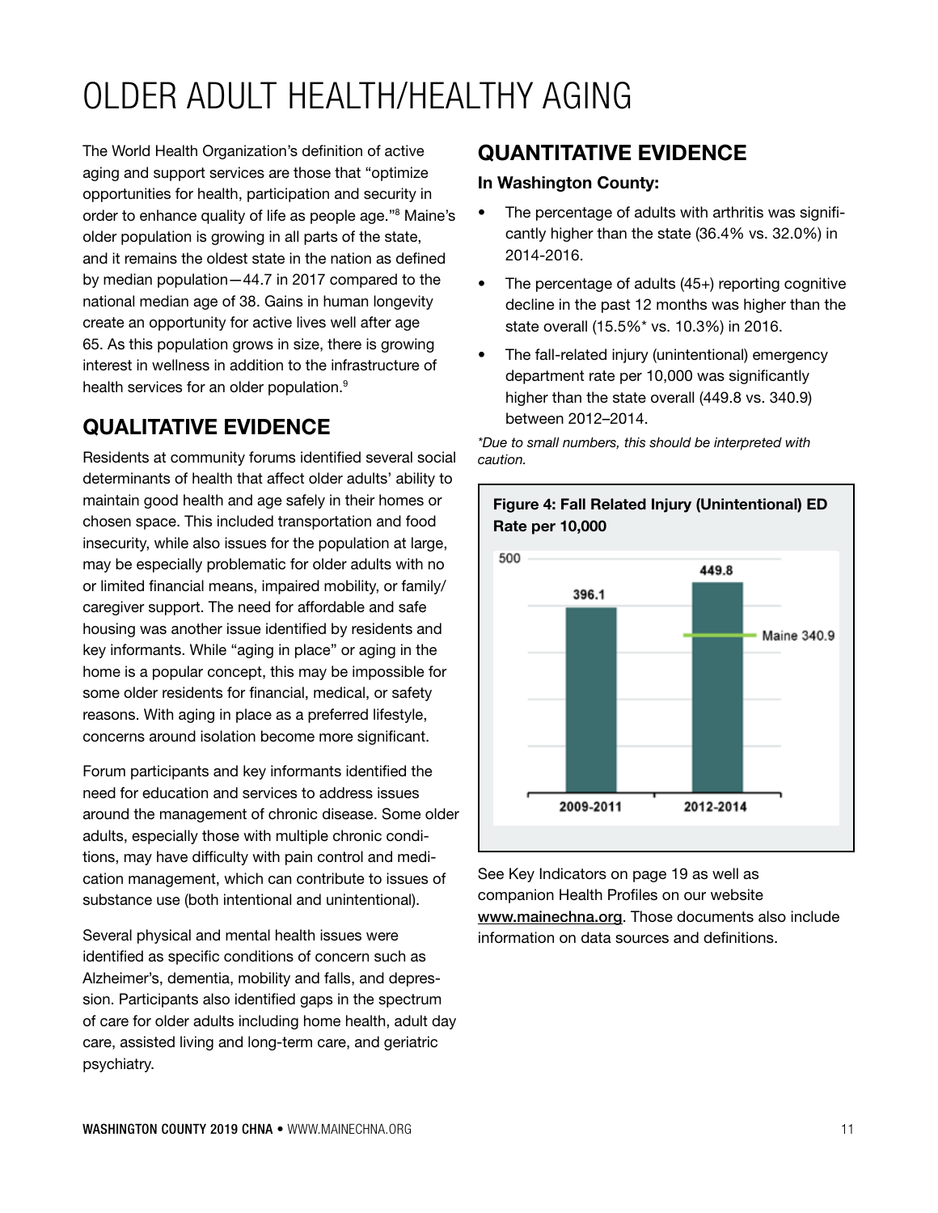# OLDER ADULT HEALTH/HEALTHY AGING

The World Health Organization's definition of active aging and support services are those that "optimize opportunities for health, participation and security in order to enhance quality of life as people age."[8] Maine's older population is growing in all parts of the state, and it remains the oldest state in the nation as defined by median population—44.7 in 2017 compared to the national median age of 38. Gains in human longevity create an opportunity for active lives well after age 65. As this population grows in size, there is growing interest in wellness in addition to the infrastructure of health services for an older population.[9]

## QUALITATIVE EVIDENCE

Residents at community forums identified several social determinants of health that affect older adults' ability to maintain good health and age safely in their homes or chosen space. This included transportation and food insecurity, while also issues for the population at large, may be especially problematic for older adults with no or limited financial means, impaired mobility, or family/caregiver support. The need for affordable and safe housing was another issue identified by residents and key informants. While "aging in place" or aging in the home is a popular concept, this may be impossible for some older residents for financial, medical, or safety reasons. With aging in place as a preferred lifestyle, concerns around isolation become more significant.

Forum participants and key informants identified the need for education and services to address issues around the management of chronic disease. Some older adults, especially those with multiple chronic conditions, may have difficulty with pain control and medication management, which can contribute to issues of substance use (both intentional and unintentional).

Several physical and mental health issues were identified as specific conditions of concern such as Alzheimer's, dementia, mobility and falls, and depression. Participants also identified gaps in the spectrum of care for older adults including home health, adult day care, assisted living and long-term care, and geriatric psychiatry.

## QUANTITATIVE EVIDENCE

**In Washington County:**

- The percentage of adults with arthritis was significantly higher than the state (36.4% vs. 32.0%) in 2014-2016.
- The percentage of adults (45+) reporting cognitive decline in the past 12 months was higher than the state overall (15.5%* vs. 10.3%) in 2016.
- The fall-related injury (unintentional) emergency department rate per 10,000 was significantly higher than the state overall (449.8 vs. 340.9) between 2012–2014.

*\*Due to small numbers, this should be interpreted with caution.*

**Figure 4: Fall Related Injury (Unintentional) ED Rate per 10,000**

| Period | Rate per 10,000 |
|---|---|
| 2009-2011 | 396.1 |
| 2012-2014 | 449.8 |
| Maine | 340.9 |

See Key Indicators on page 19 as well as companion Health Profiles on our website www.mainechna.org. Those documents also include information on data sources and definitions.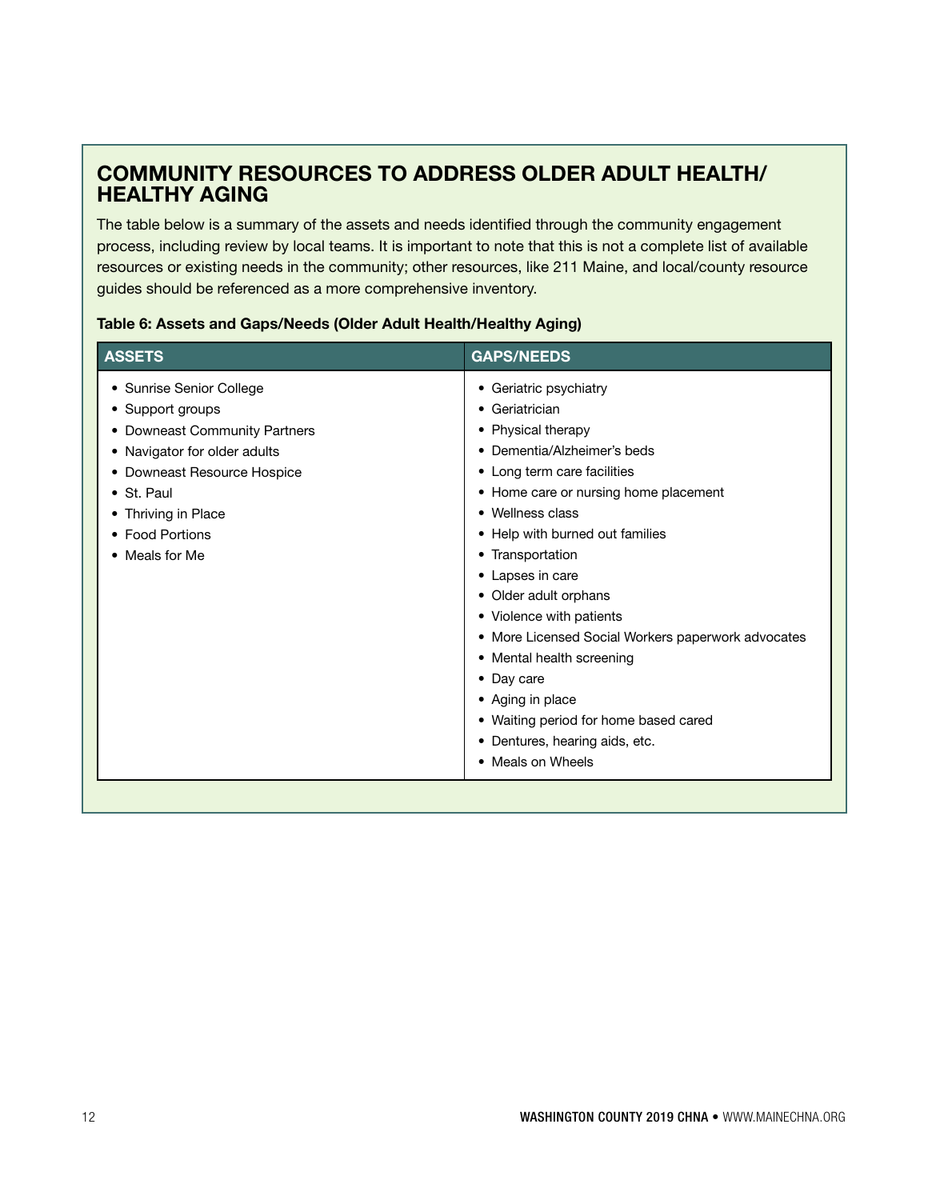## COMMUNITY RESOURCES TO ADDRESS OLDER ADULT HEALTH/ HEALTHY AGING

The table below is a summary of the assets and needs identified through the community engagement process, including review by local teams. It is important to note that this is not a complete list of available resources or existing needs in the community; other resources, like 211 Maine, and local/county resource guides should be referenced as a more comprehensive inventory.

**Table 6: Assets and Gaps/Needs (Older Adult Health/Healthy Aging)**

| ASSETS | GAPS/NEEDS |
|---|---|
| • Sunrise Senior College<br>• Support groups<br>• Downeast Community Partners<br>• Navigator for older adults<br>• Downeast Resource Hospice<br>• St. Paul<br>• Thriving in Place<br>• Food Portions<br>• Meals for Me | • Geriatric psychiatry<br>• Geriatrician<br>• Physical therapy<br>• Dementia/Alzheimer's beds<br>• Long term care facilities<br>• Home care or nursing home placement<br>• Wellness class<br>• Help with burned out families<br>• Transportation<br>• Lapses in care<br>• Older adult orphans<br>• Violence with patients<br>• More Licensed Social Workers paperwork advocates<br>• Mental health screening<br>• Day care<br>• Aging in place<br>• Waiting period for home based cared<br>• Dentures, hearing aids, etc.<br>• Meals on Wheels |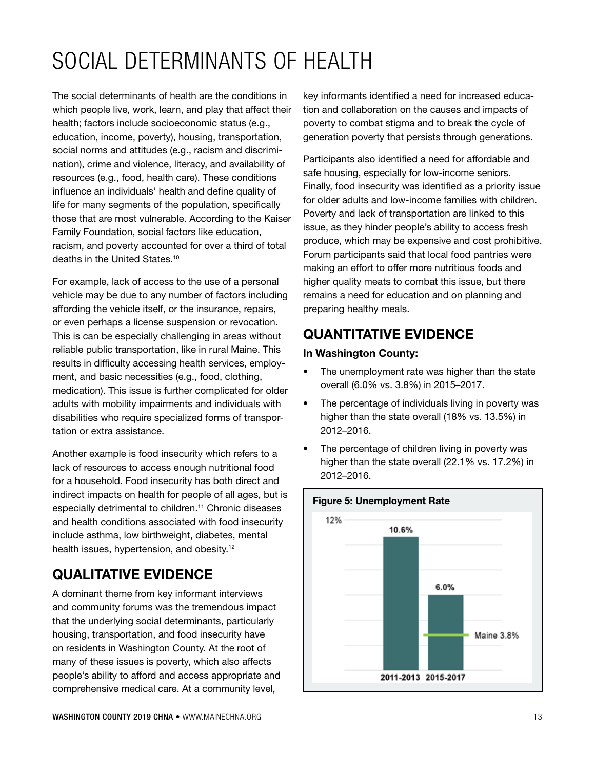# SOCIAL DETERMINANTS OF HEALTH

The social determinants of health are the conditions in which people live, work, learn, and play that affect their health; factors include socioeconomic status (e.g., education, income, poverty), housing, transportation, social norms and attitudes (e.g., racism and discrimination), crime and violence, literacy, and availability of resources (e.g., food, health care). These conditions influence an individuals' health and define quality of life for many segments of the population, specifically those that are most vulnerable. According to the Kaiser Family Foundation, social factors like education, racism, and poverty accounted for over a third of total deaths in the United States.[10]

For example, lack of access to the use of a personal vehicle may be due to any number of factors including affording the vehicle itself, or the insurance, repairs, or even perhaps a license suspension or revocation. This is can be especially challenging in areas without reliable public transportation, like in rural Maine. This results in difficulty accessing health services, employment, and basic necessities (e.g., food, clothing, medication). This issue is further complicated for older adults with mobility impairments and individuals with disabilities who require specialized forms of transportation or extra assistance.

Another example is food insecurity which refers to a lack of resources to access enough nutritional food for a household. Food insecurity has both direct and indirect impacts on health for people of all ages, but is especially detrimental to children.[11] Chronic diseases and health conditions associated with food insecurity include asthma, low birthweight, diabetes, mental health issues, hypertension, and obesity.[12]

## QUALITATIVE EVIDENCE

A dominant theme from key informant interviews and community forums was the tremendous impact that the underlying social determinants, particularly housing, transportation, and food insecurity have on residents in Washington County. At the root of many of these issues is poverty, which also affects people's ability to afford and access appropriate and comprehensive medical care. At a community level, key informants identified a need for increased education and collaboration on the causes and impacts of poverty to combat stigma and to break the cycle of generation poverty that persists through generations.

Participants also identified a need for affordable and safe housing, especially for low-income seniors. Finally, food insecurity was identified as a priority issue for older adults and low-income families with children. Poverty and lack of transportation are linked to this issue, as they hinder people's ability to access fresh produce, which may be expensive and cost prohibitive. Forum participants said that local food pantries were making an effort to offer more nutritious foods and higher quality meats to combat this issue, but there remains a need for education and on planning and preparing healthy meals.

## QUANTITATIVE EVIDENCE

**In Washington County:**

- The unemployment rate was higher than the state overall (6.0% vs. 3.8%) in 2015–2017.
- The percentage of individuals living in poverty was higher than the state overall (18% vs. 13.5%) in 2012–2016.
- The percentage of children living in poverty was higher than the state overall (22.1% vs. 17.2%) in 2012–2016.

**Figure 5: Unemployment Rate**

| Period | Washington County | Maine |
| --- | --- | --- |
| 2011-2013 | 10.6% | |
| 2015-2017 | 6.0% | 3.8% |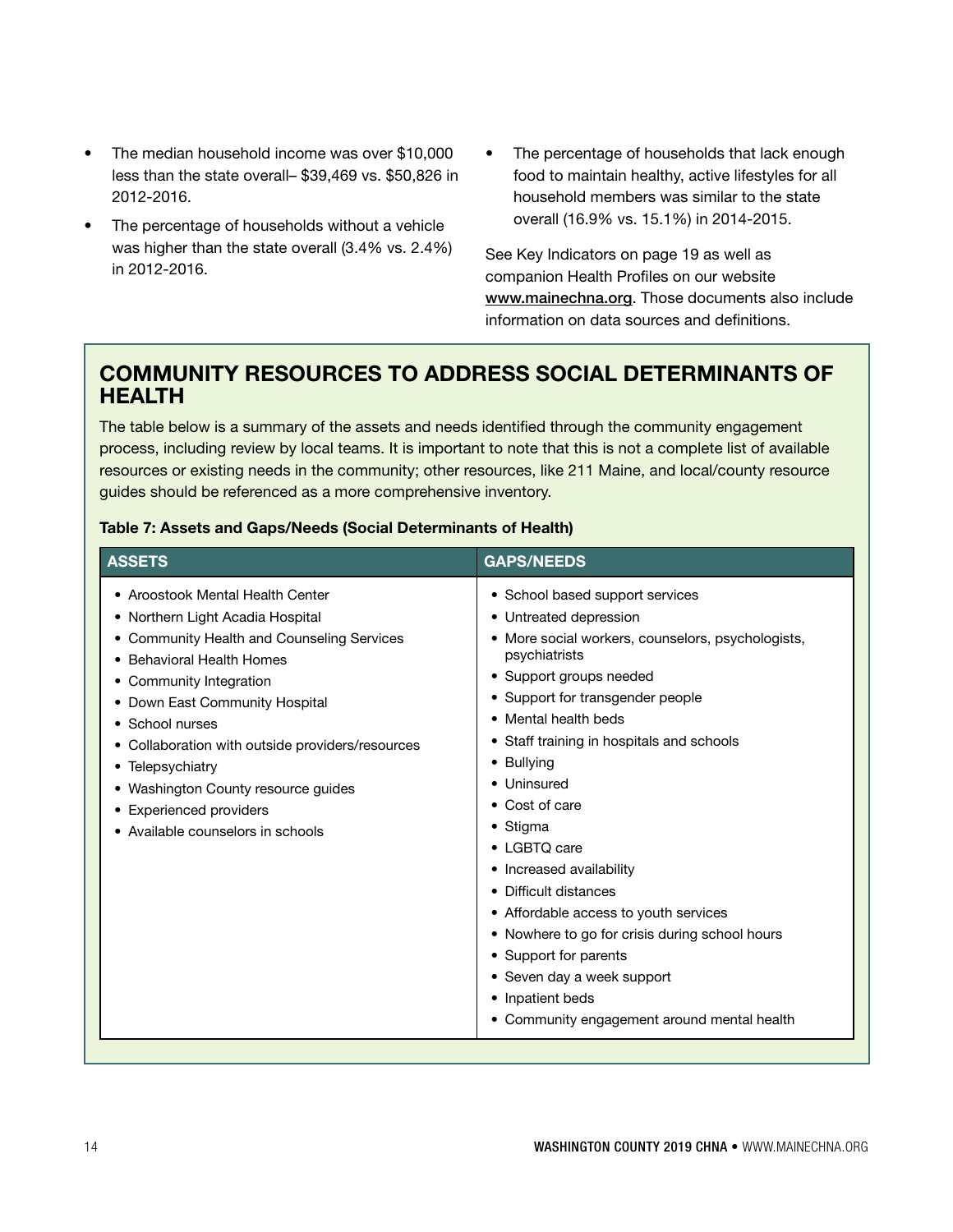- The median household income was over $10,000 less than the state overall– $39,469 vs. $50,826 in 2012-2016.
- The percentage of households without a vehicle was higher than the state overall (3.4% vs. 2.4%) in 2012-2016.
- The percentage of households that lack enough food to maintain healthy, active lifestyles for all household members was similar to the state overall (16.9% vs. 15.1%) in 2014-2015.

See Key Indicators on page 19 as well as companion Health Profiles on our website www.mainechna.org. Those documents also include information on data sources and definitions.

## COMMUNITY RESOURCES TO ADDRESS SOCIAL DETERMINANTS OF HEALTH

The table below is a summary of the assets and needs identified through the community engagement process, including review by local teams. It is important to note that this is not a complete list of available resources or existing needs in the community; other resources, like 211 Maine, and local/county resource guides should be referenced as a more comprehensive inventory.

**Table 7: Assets and Gaps/Needs (Social Determinants of Health)**

| ASSETS | GAPS/NEEDS |
|---|---|
| • Aroostook Mental Health Center<br>• Northern Light Acadia Hospital<br>• Community Health and Counseling Services<br>• Behavioral Health Homes<br>• Community Integration<br>• Down East Community Hospital<br>• School nurses<br>• Collaboration with outside providers/resources<br>• Telepsychiatry<br>• Washington County resource guides<br>• Experienced providers<br>• Available counselors in schools | • School based support services<br>• Untreated depression<br>• More social workers, counselors, psychologists, psychiatrists<br>• Support groups needed<br>• Support for transgender people<br>• Mental health beds<br>• Staff training in hospitals and schools<br>• Bullying<br>• Uninsured<br>• Cost of care<br>• Stigma<br>• LGBTQ care<br>• Increased availability<br>• Difficult distances<br>• Affordable access to youth services<br>• Nowhere to go for crisis during school hours<br>• Support for parents<br>• Seven day a week support<br>• Inpatient beds<br>• Community engagement around mental health |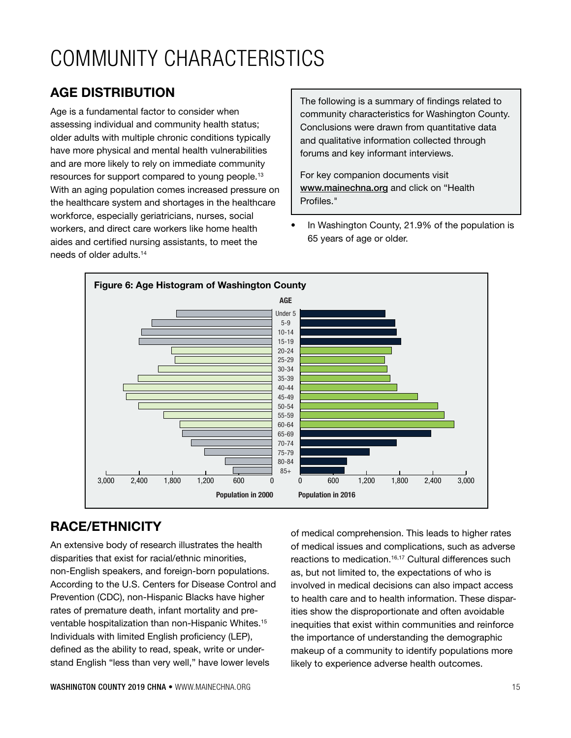# COMMUNITY CHARACTERISTICS

## AGE DISTRIBUTION

Age is a fundamental factor to consider when assessing individual and community health status; older adults with multiple chronic conditions typically have more physical and mental health vulnerabilities and are more likely to rely on immediate community resources for support compared to young people.[13] With an aging population comes increased pressure on the healthcare system and shortages in the healthcare workforce, especially geriatricians, nurses, social workers, and direct care workers like home health aides and certified nursing assistants, to meet the needs of older adults.[14]

> The following is a summary of findings related to community characteristics for Washington County. Conclusions were drawn from quantitative data and qualitative information collected through forums and key informant interviews.
>
> For key companion documents visit www.mainechna.org and click on "Health Profiles."

- In Washington County, 21.9% of the population is 65 years of age or older.

**Figure 6: Age Histogram of Washington County**

## RACE/ETHNICITY

An extensive body of research illustrates the health disparities that exist for racial/ethnic minorities, non-English speakers, and foreign-born populations. According to the U.S. Centers for Disease Control and Prevention (CDC), non-Hispanic Blacks have higher rates of premature death, infant mortality and preventable hospitalization than non-Hispanic Whites.[15] Individuals with limited English proficiency (LEP), defined as the ability to read, speak, write or understand English "less than very well," have lower levels of medical comprehension. This leads to higher rates of medical issues and complications, such as adverse reactions to medication.[16,17] Cultural differences such as, but not limited to, the expectations of who is involved in medical decisions can also impact access to health care and to health information. These disparities show the disproportionate and often avoidable inequities that exist within communities and reinforce the importance of understanding the demographic makeup of a community to identify populations more likely to experience adverse health outcomes.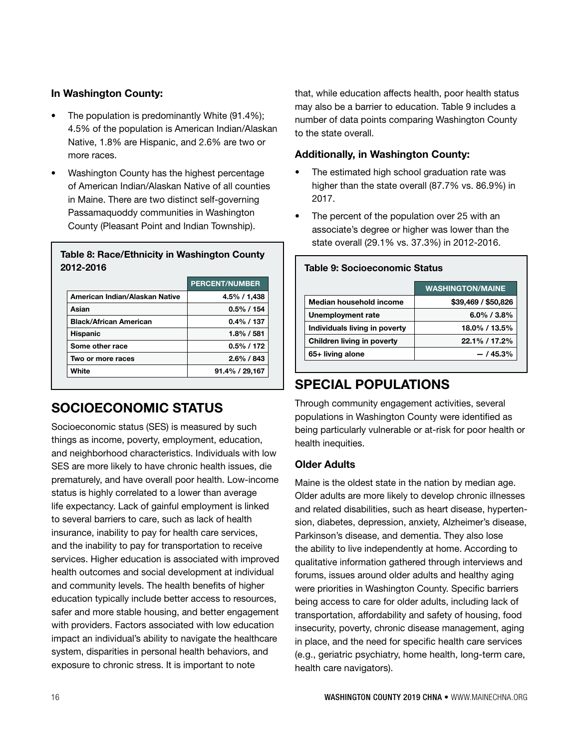**In Washington County:**

- The population is predominantly White (91.4%); 4.5% of the population is American Indian/Alaskan Native, 1.8% are Hispanic, and 2.6% are two or more races.
- Washington County has the highest percentage of American Indian/Alaskan Native of all counties in Maine. There are two distinct self-governing Passamaquoddy communities in Washington County (Pleasant Point and Indian Township).

**Table 8: Race/Ethnicity in Washington County 2012-2016**

| | PERCENT/NUMBER |
|---|---|
| American Indian/Alaskan Native | 4.5% / 1,438 |
| Asian | 0.5% / 154 |
| Black/African American | 0.4% / 137 |
| Hispanic | 1.8% / 581 |
| Some other race | 0.5% / 172 |
| Two or more races | 2.6% / 843 |
| White | 91.4% / 29,167 |

## SOCIOECONOMIC STATUS

Socioeconomic status (SES) is measured by such things as income, poverty, employment, education, and neighborhood characteristics. Individuals with low SES are more likely to have chronic health issues, die prematurely, and have overall poor health. Low-income status is highly correlated to a lower than average life expectancy. Lack of gainful employment is linked to several barriers to care, such as lack of health insurance, inability to pay for health care services, and the inability to pay for transportation to receive services. Higher education is associated with improved health outcomes and social development at individual and community levels. The health benefits of higher education typically include better access to resources, safer and more stable housing, and better engagement with providers. Factors associated with low education impact an individual's ability to navigate the healthcare system, disparities in personal health behaviors, and exposure to chronic stress. It is important to note that, while education affects health, poor health status may also be a barrier to education. Table 9 includes a number of data points comparing Washington County to the state overall.

**Additionally, in Washington County:**

- The estimated high school graduation rate was higher than the state overall (87.7% vs. 86.9%) in 2017.
- The percent of the population over 25 with an associate's degree or higher was lower than the state overall (29.1% vs. 37.3%) in 2012-2016.

**Table 9: Socioeconomic Status**

| | WASHINGTON/MAINE |
|---|---|
| Median household income | $39,469 / $50,826 |
| Unemployment rate | 6.0% / 3.8% |
| Individuals living in poverty | 18.0% / 13.5% |
| Children living in poverty | 22.1% / 17.2% |
| 65+ living alone | — / 45.3% |

## SPECIAL POPULATIONS

Through community engagement activities, several populations in Washington County were identified as being particularly vulnerable or at-risk for poor health or health inequities.

### Older Adults

Maine is the oldest state in the nation by median age. Older adults are more likely to develop chronic illnesses and related disabilities, such as heart disease, hypertension, diabetes, depression, anxiety, Alzheimer's disease, Parkinson's disease, and dementia. They also lose the ability to live independently at home. According to qualitative information gathered through interviews and forums, issues around older adults and healthy aging were priorities in Washington County. Specific barriers being access to care for older adults, including lack of transportation, affordability and safety of housing, food insecurity, poverty, chronic disease management, aging in place, and the need for specific health care services (e.g., geriatric psychiatry, home health, long-term care, health care navigators).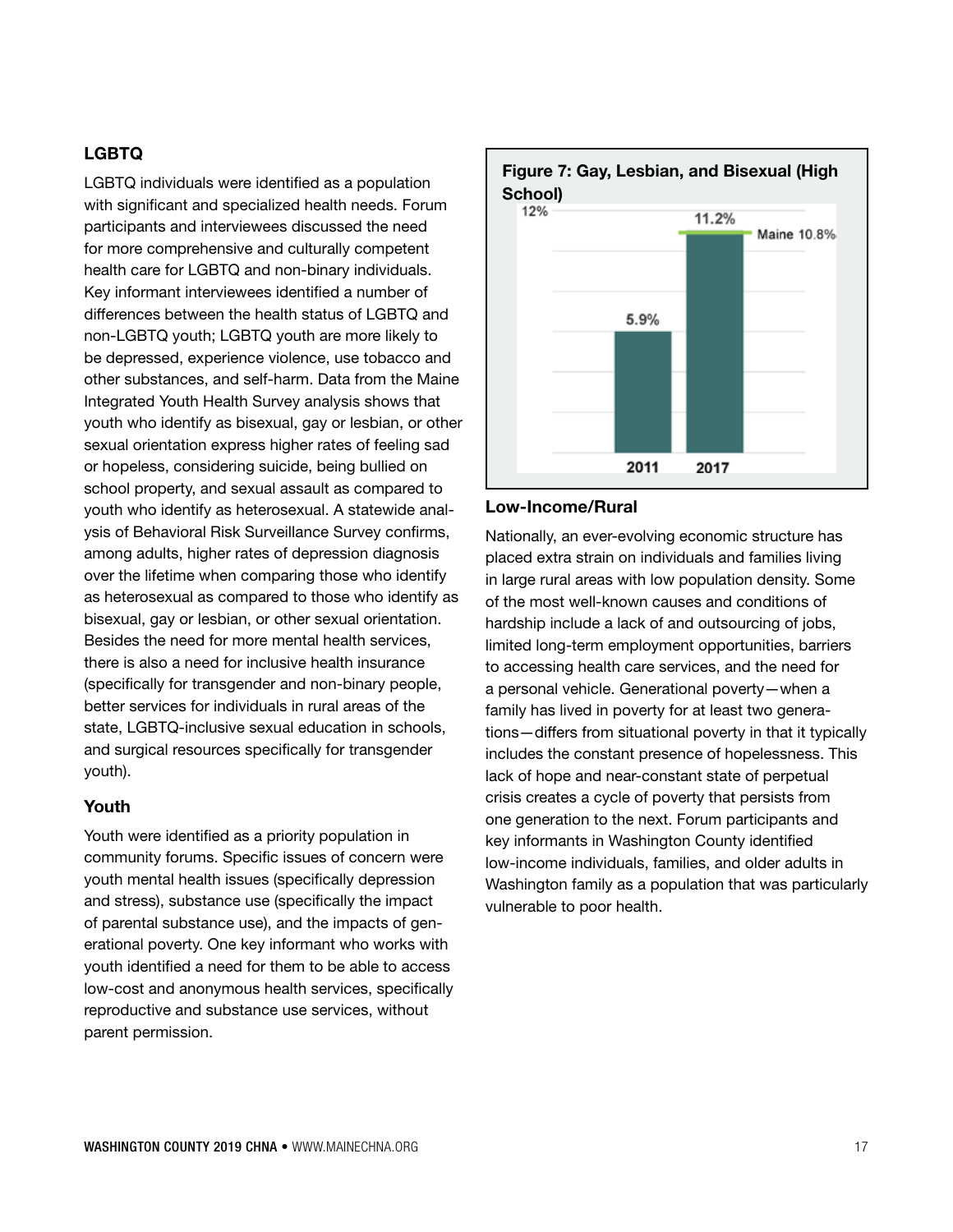### LGBTQ

LGBTQ individuals were identified as a population with significant and specialized health needs. Forum participants and interviewees discussed the need for more comprehensive and culturally competent health care for LGBTQ and non-binary individuals. Key informant interviewees identified a number of differences between the health status of LGBTQ and non-LGBTQ youth; LGBTQ youth are more likely to be depressed, experience violence, use tobacco and other substances, and self-harm. Data from the Maine Integrated Youth Health Survey analysis shows that youth who identify as bisexual, gay or lesbian, or other sexual orientation express higher rates of feeling sad or hopeless, considering suicide, being bullied on school property, and sexual assault as compared to youth who identify as heterosexual. A statewide analysis of Behavioral Risk Surveillance Survey confirms, among adults, higher rates of depression diagnosis over the lifetime when comparing those who identify as heterosexual as compared to those who identify as bisexual, gay or lesbian, or other sexual orientation. Besides the need for more mental health services, there is also a need for inclusive health insurance (specifically for transgender and non-binary people, better services for individuals in rural areas of the state, LGBTQ-inclusive sexual education in schools, and surgical resources specifically for transgender youth).

### Youth

Youth were identified as a priority population in community forums. Specific issues of concern were youth mental health issues (specifically depression and stress), substance use (specifically the impact of parental substance use), and the impacts of generational poverty. One key informant who works with youth identified a need for them to be able to access low-cost and anonymous health services, specifically reproductive and substance use services, without parent permission.

**Figure 7: Gay, Lesbian, and Bisexual (High School)**

| Year | Percent |
|---|---|
| 2011 | 5.9% |
| 2017 | 11.2% |

Maine 10.8%

### Low-Income/Rural

Nationally, an ever-evolving economic structure has placed extra strain on individuals and families living in large rural areas with low population density. Some of the most well-known causes and conditions of hardship include a lack of and outsourcing of jobs, limited long-term employment opportunities, barriers to accessing health care services, and the need for a personal vehicle. Generational poverty—when a family has lived in poverty for at least two generations—differs from situational poverty in that it typically includes the constant presence of hopelessness. This lack of hope and near-constant state of perpetual crisis creates a cycle of poverty that persists from one generation to the next. Forum participants and key informants in Washington County identified low-income individuals, families, and older adults in Washington family as a population that was particularly vulnerable to poor health.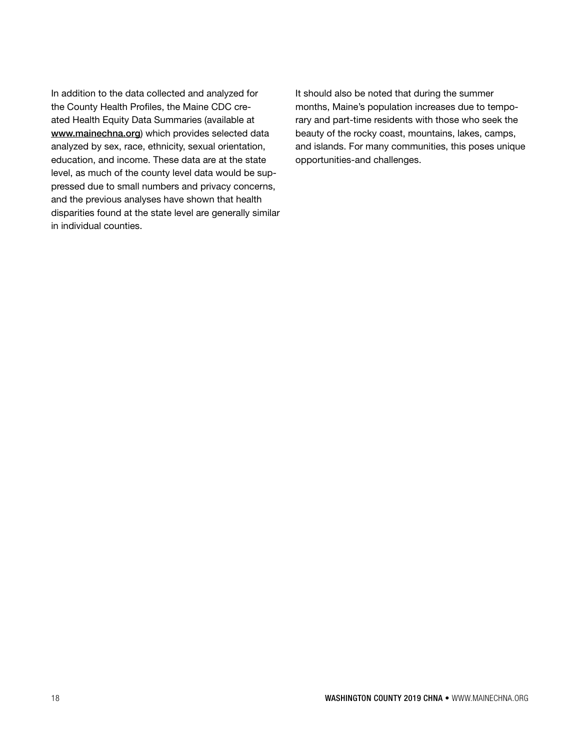In addition to the data collected and analyzed for the County Health Profiles, the Maine CDC created Health Equity Data Summaries (available at www.mainechna.org) which provides selected data analyzed by sex, race, ethnicity, sexual orientation, education, and income. These data are at the state level, as much of the county level data would be suppressed due to small numbers and privacy concerns, and the previous analyses have shown that health disparities found at the state level are generally similar in individual counties.

It should also be noted that during the summer months, Maine's population increases due to temporary and part-time residents with those who seek the beauty of the rocky coast, mountains, lakes, camps, and islands. For many communities, this poses unique opportunities-and challenges.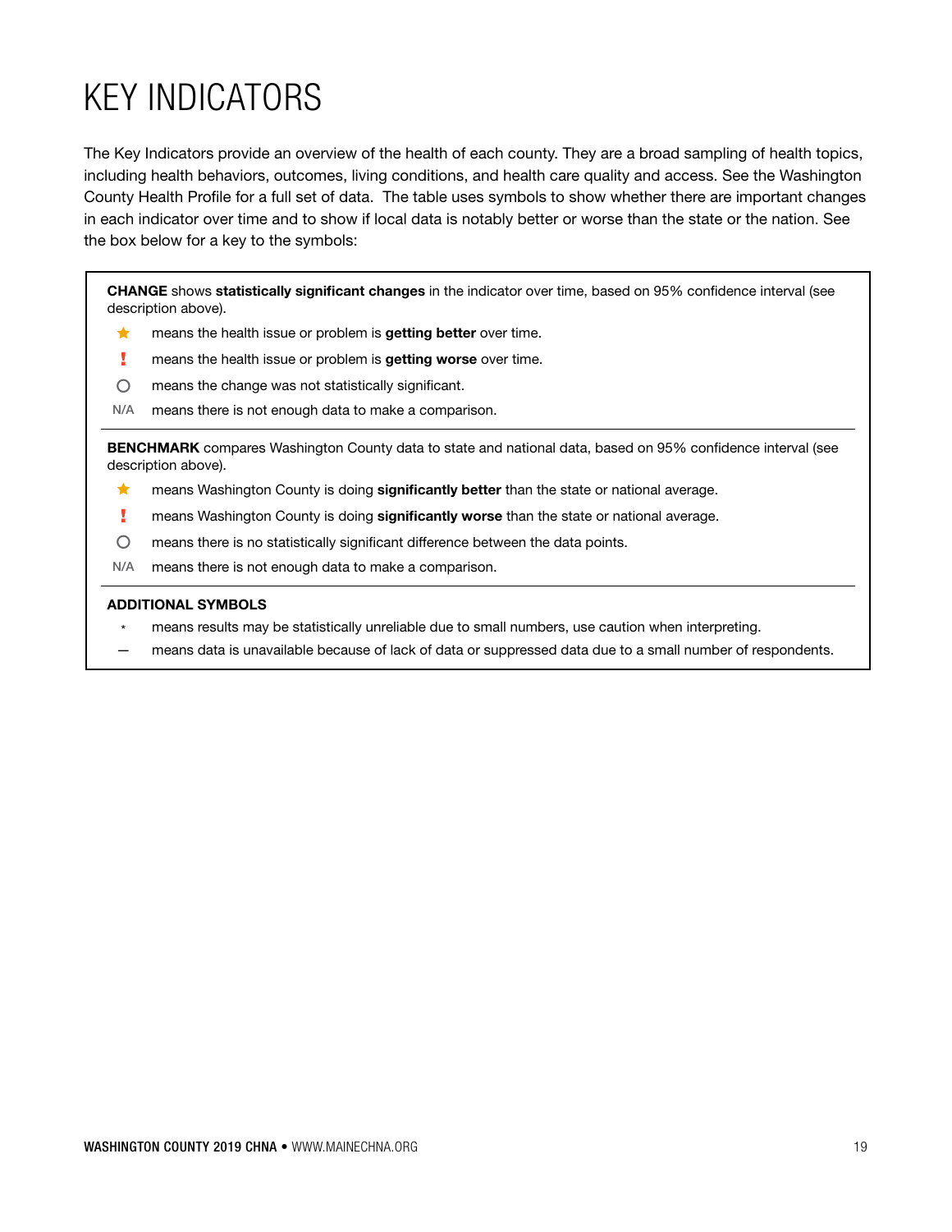# KEY INDICATORS

The Key Indicators provide an overview of the health of each county. They are a broad sampling of health topics, including health behaviors, outcomes, living conditions, and health care quality and access. See the Washington County Health Profile for a full set of data. The table uses symbols to show whether there are important changes in each indicator over time and to show if local data is notably better or worse than the state or the nation. See the box below for a key to the symbols:

**CHANGE** shows **statistically significant changes** in the indicator over time, based on 95% confidence interval (see description above).

- ★ means the health issue or problem is **getting better** over time.
- ! means the health issue or problem is **getting worse** over time.
- ○ means the change was not statistically significant.
- N/A means there is not enough data to make a comparison.

**BENCHMARK** compares Washington County data to state and national data, based on 95% confidence interval (see description above).

- ★ means Washington County is doing **significantly better** than the state or national average.
- ! means Washington County is doing **significantly worse** than the state or national average.
- ○ means there is no statistically significant difference between the data points.
- N/A means there is not enough data to make a comparison.

**ADDITIONAL SYMBOLS**

- * means results may be statistically unreliable due to small numbers, use caution when interpreting.
- — means data is unavailable because of lack of data or suppressed data due to a small number of respondents.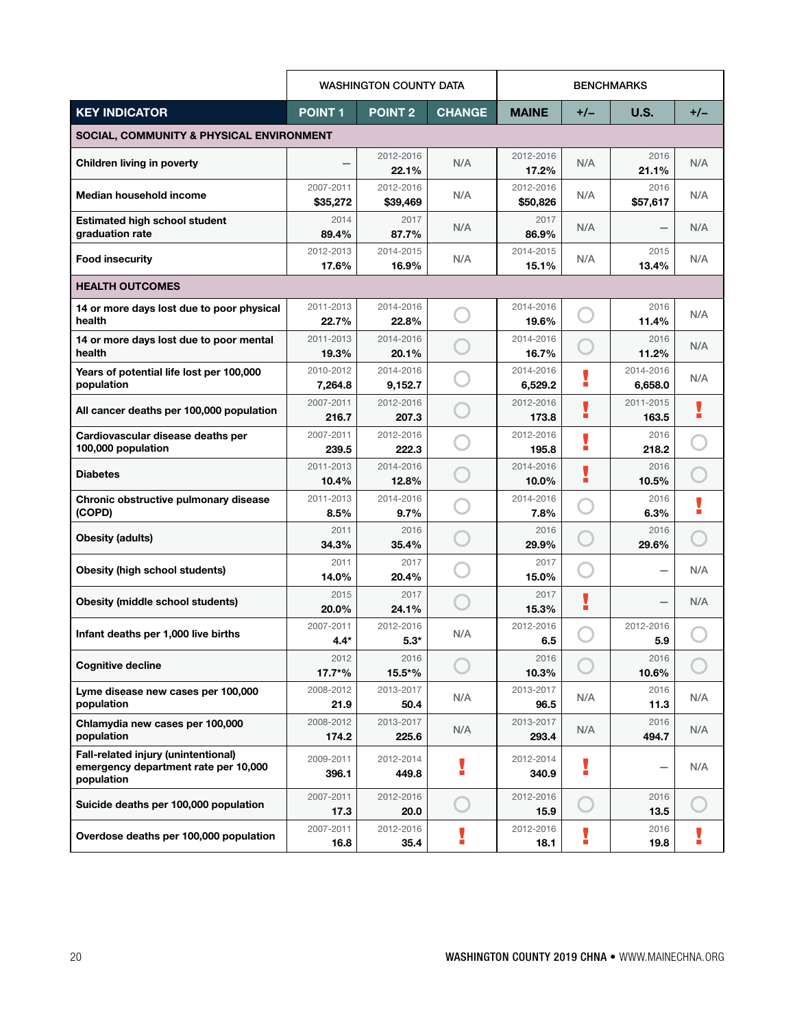| | WASHINGTON COUNTY DATA | | | BENCHMARKS | | | |
|---|---|---|---|---|---|---|---|
| **KEY INDICATOR** | **POINT 1** | **POINT 2** | **CHANGE** | **MAINE** | **+/–** | **U.S.** | **+/–** |
| **SOCIAL, COMMUNITY & PHYSICAL ENVIRONMENT** | | | | | | | |
| Children living in poverty | – | 2012-2016 **22.1%** | N/A | 2012-2016 **17.2%** | N/A | 2016 **21.1%** | N/A |
| Median household income | 2007-2011 **$35,272** | 2012-2016 **$39,469** | N/A | 2012-2016 **$50,826** | N/A | 2016 **$57,617** | N/A |
| Estimated high school student graduation rate | 2014 **89.4%** | 2017 **87.7%** | N/A | 2017 **86.9%** | N/A | – | N/A |
| Food insecurity | 2012-2013 **17.6%** | 2014-2015 **16.9%** | N/A | 2014-2015 **15.1%** | N/A | 2015 **13.4%** | N/A |
| **HEALTH OUTCOMES** | | | | | | | |
| 14 or more days lost due to poor physical health | 2011-2013 **22.7%** | 2014-2016 **22.8%** | ○ | 2014-2016 **19.6%** | ○ | 2016 **11.4%** | N/A |
| 14 or more days lost due to poor mental health | 2011-2013 **19.3%** | 2014-2016 **20.1%** | ○ | 2014-2016 **16.7%** | ○ | 2016 **11.2%** | N/A |
| Years of potential life lost per 100,000 population | 2010-2012 **7,264.8** | 2014-2016 **9,152.7** | ○ | 2014-2016 **6,529.2** | ! | 2014-2016 **6,658.0** | N/A |
| All cancer deaths per 100,000 population | 2007-2011 **216.7** | 2012-2016 **207.3** | ○ | 2012-2016 **173.8** | ! | 2011-2015 **163.5** | ! |
| Cardiovascular disease deaths per 100,000 population | 2007-2011 **239.5** | 2012-2016 **222.3** | ○ | 2012-2016 **195.8** | ! | 2016 **218.2** | ○ |
| Diabetes | 2011-2013 **10.4%** | 2014-2016 **12.8%** | ○ | 2014-2016 **10.0%** | ! | 2016 **10.5%** | ○ |
| Chronic obstructive pulmonary disease (COPD) | 2011-2013 **8.5%** | 2014-2016 **9.7%** | ○ | 2014-2016 **7.8%** | ○ | 2016 **6.3%** | ! |
| Obesity (adults) | 2011 **34.3%** | 2016 **35.4%** | ○ | 2016 **29.9%** | ○ | 2016 **29.6%** | ○ |
| Obesity (high school students) | 2011 **14.0%** | 2017 **20.4%** | ○ | 2017 **15.0%** | ○ | – | N/A |
| Obesity (middle school students) | 2015 **20.0%** | 2017 **24.1%** | ○ | 2017 **15.3%** | ! | – | N/A |
| Infant deaths per 1,000 live births | 2007-2011 **4.4*** | 2012-2016 **5.3*** | N/A | 2012-2016 **6.5** | ○ | 2012-2016 **5.9** | ○ |
| Cognitive decline | 2012 **17.7*%** | 2016 **15.5*%** | ○ | 2016 **10.3%** | ○ | 2016 **10.6%** | ○ |
| Lyme disease new cases per 100,000 population | 2008-2012 **21.9** | 2013-2017 **50.4** | N/A | 2013-2017 **96.5** | N/A | 2016 **11.3** | N/A |
| Chlamydia new cases per 100,000 population | 2008-2012 **174.2** | 2013-2017 **225.6** | N/A | 2013-2017 **293.4** | N/A | 2016 **494.7** | N/A |
| Fall-related injury (unintentional) emergency department rate per 10,000 population | 2009-2011 **396.1** | 2012-2014 **449.8** | ! | 2012-2014 **340.9** | ! | – | N/A |
| Suicide deaths per 100,000 population | 2007-2011 **17.3** | 2012-2016 **20.0** | ○ | 2012-2016 **15.9** | ○ | 2016 **13.5** | ○ |
| Overdose deaths per 100,000 population | 2007-2011 **16.8** | 2012-2016 **35.4** | ! | 2012-2016 **18.1** | ! | 2016 **19.8** | ! |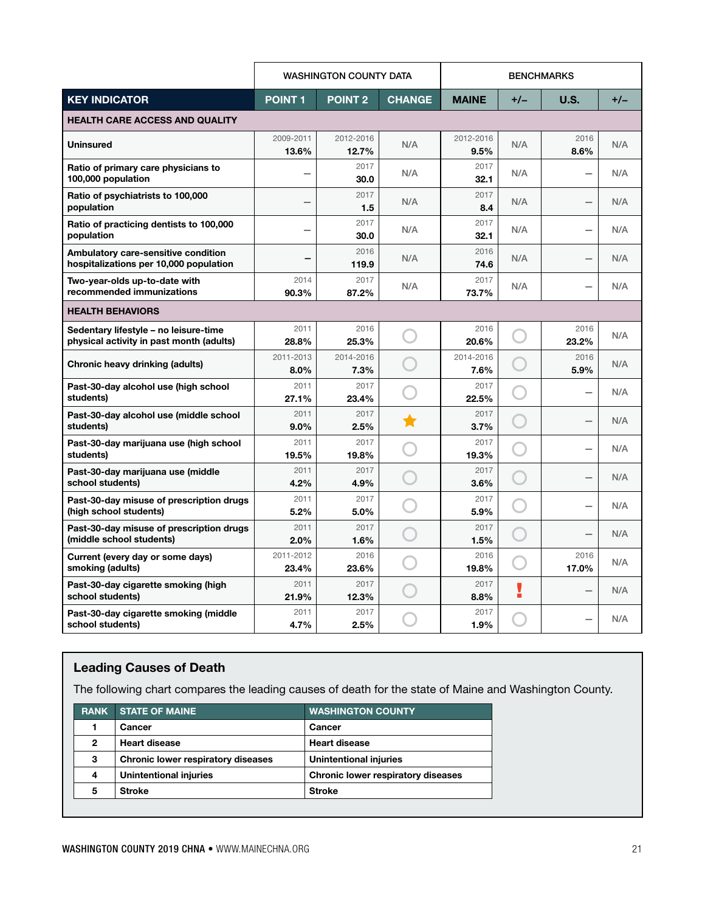| | WASHINGTON COUNTY DATA | | | BENCHMARKS | | | |
|---|---|---|---|---|---|---|---|
| **KEY INDICATOR** | **POINT 1** | **POINT 2** | **CHANGE** | **MAINE** | **+/–** | **U.S.** | **+/–** |
| **HEALTH CARE ACCESS AND QUALITY** | | | | | | | |
| Uninsured | 2009-2011 13.6% | 2012-2016 12.7% | N/A | 2012-2016 9.5% | N/A | 2016 8.6% | N/A |
| Ratio of primary care physicians to 100,000 population | – | 2017 30.0 | N/A | 2017 32.1 | N/A | – | N/A |
| Ratio of psychiatrists to 100,000 population | – | 2017 1.5 | N/A | 2017 8.4 | N/A | – | N/A |
| Ratio of practicing dentists to 100,000 population | – | 2017 30.0 | N/A | 2017 32.1 | N/A | – | N/A |
| Ambulatory care-sensitive condition hospitalizations per 10,000 population | – | 2016 119.9 | N/A | 2016 74.6 | N/A | – | N/A |
| Two-year-olds up-to-date with recommended immunizations | 2014 90.3% | 2017 87.2% | N/A | 2017 73.7% | N/A | – | N/A |
| **HEALTH BEHAVIORS** | | | | | | | |
| Sedentary lifestyle – no leisure-time physical activity in past month (adults) | 2011 28.8% | 2016 25.3% | ○ | 2016 20.6% | ○ | 2016 23.2% | N/A |
| Chronic heavy drinking (adults) | 2011-2013 8.0% | 2014-2016 7.3% | ○ | 2014-2016 7.6% | ○ | 2016 5.9% | N/A |
| Past-30-day alcohol use (high school students) | 2011 27.1% | 2017 23.4% | ○ | 2017 22.5% | ○ | – | N/A |
| Past-30-day alcohol use (middle school students) | 2011 9.0% | 2017 2.5% | ★ | 2017 3.7% | ○ | – | N/A |
| Past-30-day marijuana use (high school students) | 2011 19.5% | 2017 19.8% | ○ | 2017 19.3% | ○ | – | N/A |
| Past-30-day marijuana use (middle school students) | 2011 4.2% | 2017 4.9% | ○ | 2017 3.6% | ○ | – | N/A |
| Past-30-day misuse of prescription drugs (high school students) | 2011 5.2% | 2017 5.0% | ○ | 2017 5.9% | ○ | – | N/A |
| Past-30-day misuse of prescription drugs (middle school students) | 2011 2.0% | 2017 1.6% | ○ | 2017 1.5% | ○ | – | N/A |
| Current (every day or some days) smoking (adults) | 2011-2012 23.4% | 2016 23.6% | ○ | 2016 19.8% | ○ | 2016 17.0% | N/A |
| Past-30-day cigarette smoking (high school students) | 2011 21.9% | 2017 12.3% | ○ | 2017 8.8% | ! | – | N/A |
| Past-30-day cigarette smoking (middle school students) | 2011 4.7% | 2017 2.5% | ○ | 2017 1.9% | ○ | – | N/A |

## Leading Causes of Death

The following chart compares the leading causes of death for the state of Maine and Washington County.

| RANK | STATE OF MAINE | WASHINGTON COUNTY |
|---|---|---|
| 1 | Cancer | Cancer |
| 2 | Heart disease | Heart disease |
| 3 | Chronic lower respiratory diseases | Unintentional injuries |
| 4 | Unintentional injuries | Chronic lower respiratory diseases |
| 5 | Stroke | Stroke |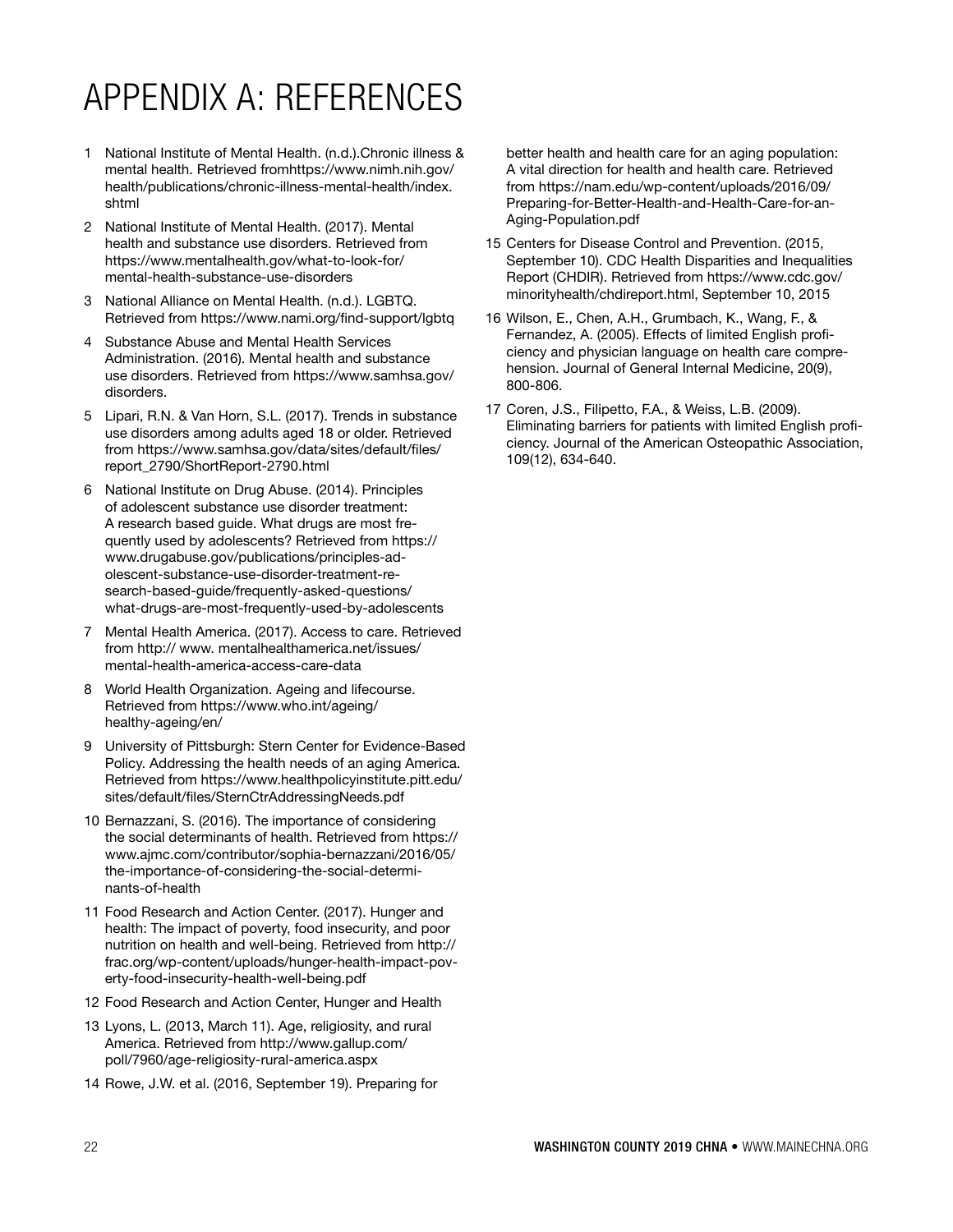# APPENDIX A: REFERENCES

1. National Institute of Mental Health. (n.d.).Chronic illness & mental health. Retrieved fromhttps://www.nimh.nih.gov/health/publications/chronic-illness-mental-health/index.shtml
2. National Institute of Mental Health. (2017). Mental health and substance use disorders. Retrieved from https://www.mentalhealth.gov/what-to-look-for/mental-health-substance-use-disorders
3. National Alliance on Mental Health. (n.d.). LGBTQ. Retrieved from https://www.nami.org/find-support/lgbtq
4. Substance Abuse and Mental Health Services Administration. (2016). Mental health and substance use disorders. Retrieved from https://www.samhsa.gov/disorders.
5. Lipari, R.N. & Van Horn, S.L. (2017). Trends in substance use disorders among adults aged 18 or older. Retrieved from https://www.samhsa.gov/data/sites/default/files/report_2790/ShortReport-2790.html
6. National Institute on Drug Abuse. (2014). Principles of adolescent substance use disorder treatment: A research based guide. What drugs are most frequently used by adolescents? Retrieved from https://www.drugabuse.gov/publications/principles-adolescent-substance-use-disorder-treatment-research-based-guide/frequently-asked-questions/what-drugs-are-most-frequently-used-by-adolescents
7. Mental Health America. (2017). Access to care. Retrieved from http:// www. mentalhealthamerica.net/issues/mental-health-america-access-care-data
8. World Health Organization. Ageing and lifecourse. Retrieved from https://www.who.int/ageing/healthy-ageing/en/
9. University of Pittsburgh: Stern Center for Evidence-Based Policy. Addressing the health needs of an aging America. Retrieved from https://www.healthpolicyinstitute.pitt.edu/sites/default/files/SternCtrAddressingNeeds.pdf
10. Bernazzani, S. (2016). The importance of considering the social determinants of health. Retrieved from https://www.ajmc.com/contributor/sophia-bernazzani/2016/05/the-importance-of-considering-the-social-determinants-of-health
11. Food Research and Action Center. (2017). Hunger and health: The impact of poverty, food insecurity, and poor nutrition on health and well-being. Retrieved from http://frac.org/wp-content/uploads/hunger-health-impact-poverty-food-insecurity-health-well-being.pdf
12. Food Research and Action Center, Hunger and Health
13. Lyons, L. (2013, March 11). Age, religiosity, and rural America. Retrieved from http://www.gallup.com/poll/7960/age-religiosity-rural-america.aspx
14. Rowe, J.W. et al. (2016, September 19). Preparing for better health and health care for an aging population: A vital direction for health and health care. Retrieved from https://nam.edu/wp-content/uploads/2016/09/Preparing-for-Better-Health-and-Health-Care-for-an-Aging-Population.pdf
15. Centers for Disease Control and Prevention. (2015, September 10). CDC Health Disparities and Inequalities Report (CHDIR). Retrieved from https://www.cdc.gov/minorityhealth/chdireport.html, September 10, 2015
16. Wilson, E., Chen, A.H., Grumbach, K., Wang, F., & Fernandez, A. (2005). Effects of limited English proficiency and physician language on health care comprehension. Journal of General Internal Medicine, 20(9), 800-806.
17. Coren, J.S., Filipetto, F.A., & Weiss, L.B. (2009). Eliminating barriers for patients with limited English proficiency. Journal of the American Osteopathic Association, 109(12), 634-640.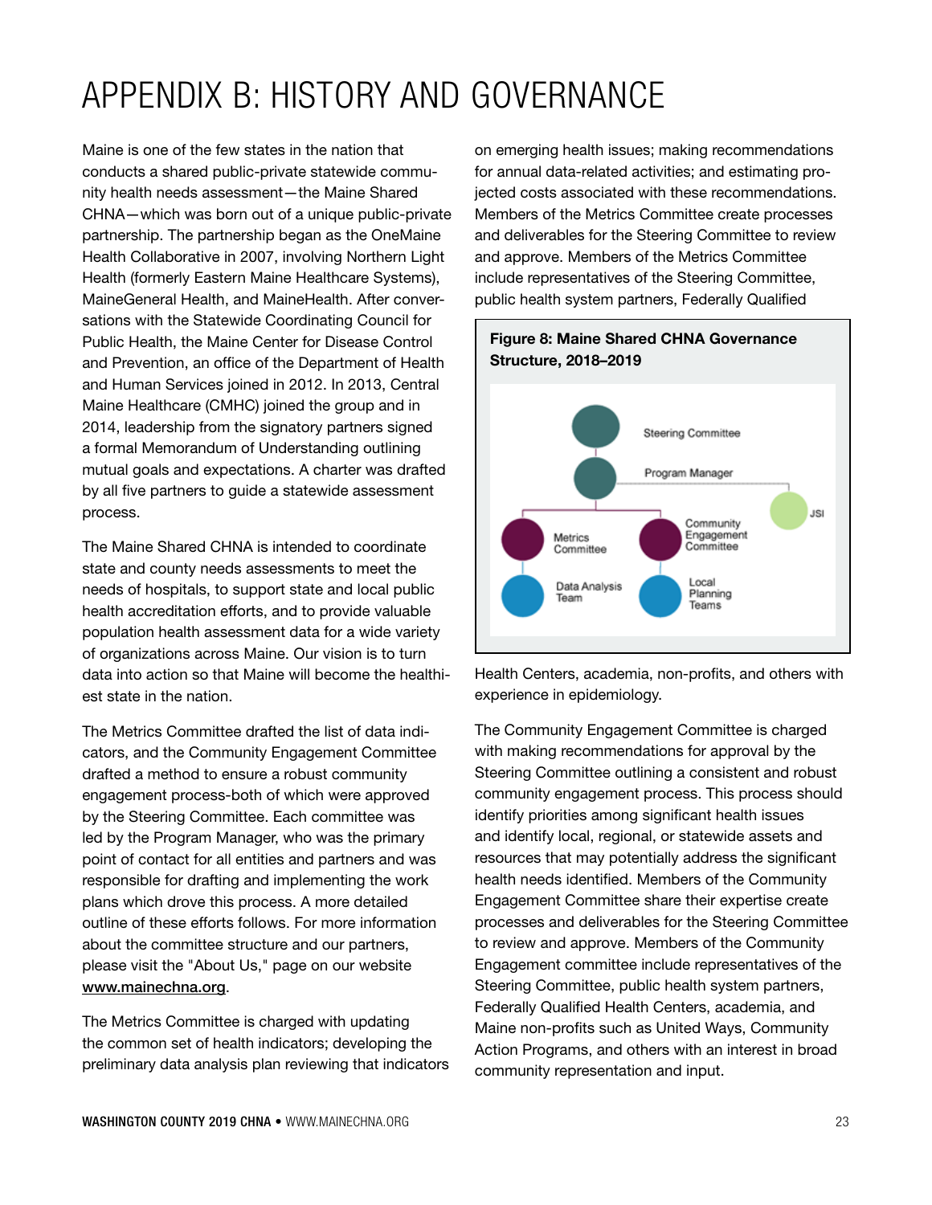# APPENDIX B: HISTORY AND GOVERNANCE

Maine is one of the few states in the nation that conducts a shared public-private statewide community health needs assessment—the Maine Shared CHNA—which was born out of a unique public-private partnership. The partnership began as the OneMaine Health Collaborative in 2007, involving Northern Light Health (formerly Eastern Maine Healthcare Systems), MaineGeneral Health, and MaineHealth. After conversations with the Statewide Coordinating Council for Public Health, the Maine Center for Disease Control and Prevention, an office of the Department of Health and Human Services joined in 2012. In 2013, Central Maine Healthcare (CMHC) joined the group and in 2014, leadership from the signatory partners signed a formal Memorandum of Understanding outlining mutual goals and expectations. A charter was drafted by all five partners to guide a statewide assessment process.

The Maine Shared CHNA is intended to coordinate state and county needs assessments to meet the needs of hospitals, to support state and local public health accreditation efforts, and to provide valuable population health assessment data for a wide variety of organizations across Maine. Our vision is to turn data into action so that Maine will become the healthiest state in the nation.

The Metrics Committee drafted the list of data indicators, and the Community Engagement Committee drafted a method to ensure a robust community engagement process-both of which were approved by the Steering Committee. Each committee was led by the Program Manager, who was the primary point of contact for all entities and partners and was responsible for drafting and implementing the work plans which drove this process. A more detailed outline of these efforts follows. For more information about the committee structure and our partners, please visit the "About Us," page on our website [www.mainechna.org](www.mainechna.org).

The Metrics Committee is charged with updating the common set of health indicators; developing the preliminary data analysis plan reviewing that indicators on emerging health issues; making recommendations for annual data-related activities; and estimating projected costs associated with these recommendations. Members of the Metrics Committee create processes and deliverables for the Steering Committee to review and approve. Members of the Metrics Committee include representatives of the Steering Committee, public health system partners, Federally Qualified Health Centers, academia, non-profits, and others with experience in epidemiology.

**Figure 8: Maine Shared CHNA Governance Structure, 2018–2019**

- Steering Committee
  - Program Manager
    - Metrics Committee
      - Data Analysis Team
    - Community Engagement Committee
      - Local Planning Teams
    - JSI

The Community Engagement Committee is charged with making recommendations for approval by the Steering Committee outlining a consistent and robust community engagement process. This process should identify priorities among significant health issues and identify local, regional, or statewide assets and resources that may potentially address the significant health needs identified. Members of the Community Engagement Committee share their expertise create processes and deliverables for the Steering Committee to review and approve. Members of the Community Engagement committee include representatives of the Steering Committee, public health system partners, Federally Qualified Health Centers, academia, and Maine non-profits such as United Ways, Community Action Programs, and others with an interest in broad community representation and input.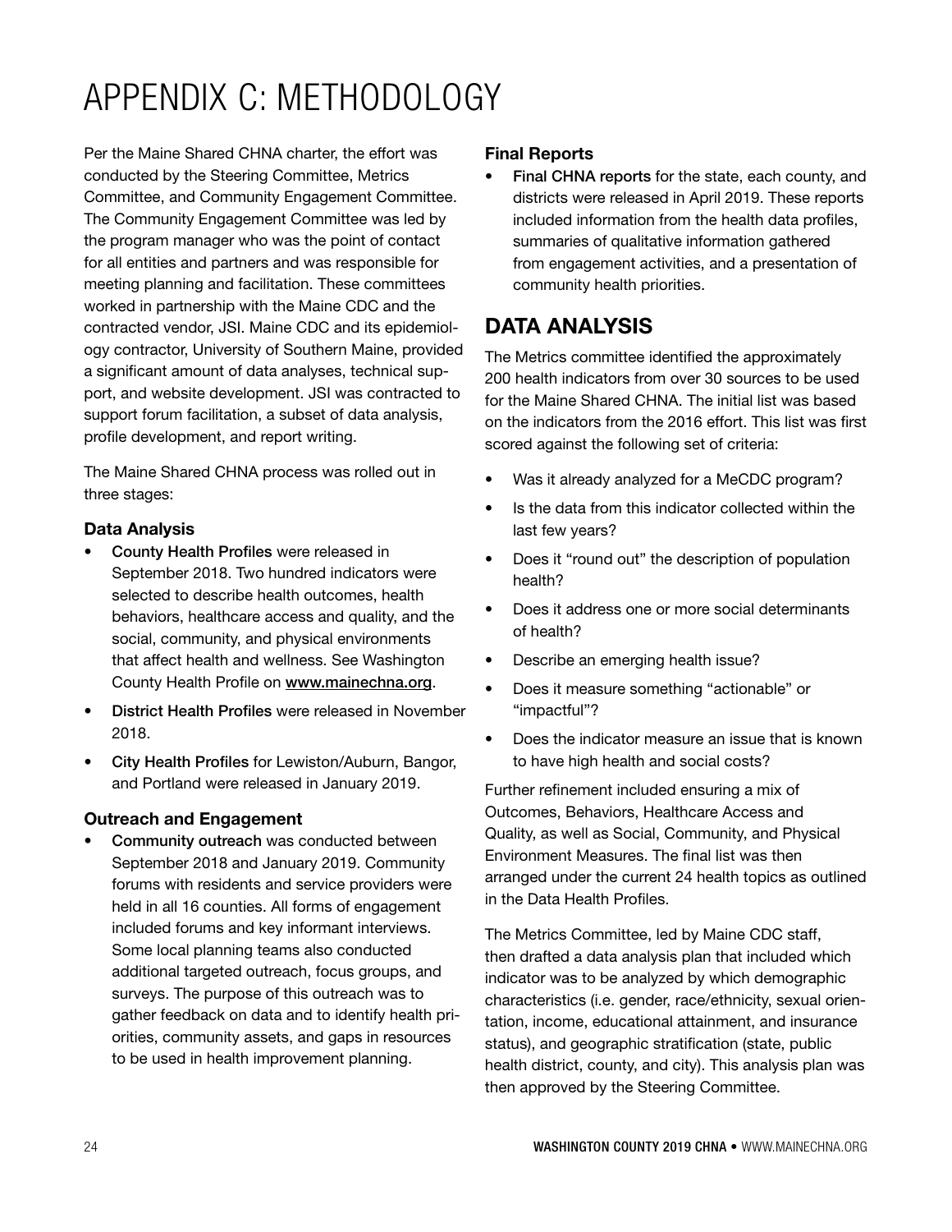# APPENDIX C: METHODOLOGY

Per the Maine Shared CHNA charter, the effort was conducted by the Steering Committee, Metrics Committee, and Community Engagement Committee. The Community Engagement Committee was led by the program manager who was the point of contact for all entities and partners and was responsible for meeting planning and facilitation. These committees worked in partnership with the Maine CDC and the contracted vendor, JSI. Maine CDC and its epidemiology contractor, University of Southern Maine, provided a significant amount of data analyses, technical support, and website development. JSI was contracted to support forum facilitation, a subset of data analysis, profile development, and report writing.

The Maine Shared CHNA process was rolled out in three stages:

### Data Analysis

- County Health Profiles were released in September 2018. Two hundred indicators were selected to describe health outcomes, health behaviors, healthcare access and quality, and the social, community, and physical environments that affect health and wellness. See Washington County Health Profile on www.mainechna.org.
- District Health Profiles were released in November 2018.
- City Health Profiles for Lewiston/Auburn, Bangor, and Portland were released in January 2019.

### Outreach and Engagement

- Community outreach was conducted between September 2018 and January 2019. Community forums with residents and service providers were held in all 16 counties. All forms of engagement included forums and key informant interviews. Some local planning teams also conducted additional targeted outreach, focus groups, and surveys. The purpose of this outreach was to gather feedback on data and to identify health priorities, community assets, and gaps in resources to be used in health improvement planning.

### Final Reports

- Final CHNA reports for the state, each county, and districts were released in April 2019. These reports included information from the health data profiles, summaries of qualitative information gathered from engagement activities, and a presentation of community health priorities.

## DATA ANALYSIS

The Metrics committee identified the approximately 200 health indicators from over 30 sources to be used for the Maine Shared CHNA. The initial list was based on the indicators from the 2016 effort. This list was first scored against the following set of criteria:

- Was it already analyzed for a MeCDC program?
- Is the data from this indicator collected within the last few years?
- Does it "round out" the description of population health?
- Does it address one or more social determinants of health?
- Describe an emerging health issue?
- Does it measure something "actionable" or "impactful"?
- Does the indicator measure an issue that is known to have high health and social costs?

Further refinement included ensuring a mix of Outcomes, Behaviors, Healthcare Access and Quality, as well as Social, Community, and Physical Environment Measures. The final list was then arranged under the current 24 health topics as outlined in the Data Health Profiles.

The Metrics Committee, led by Maine CDC staff, then drafted a data analysis plan that included which indicator was to be analyzed by which demographic characteristics (i.e. gender, race/ethnicity, sexual orientation, income, educational attainment, and insurance status), and geographic stratification (state, public health district, county, and city). This analysis plan was then approved by the Steering Committee.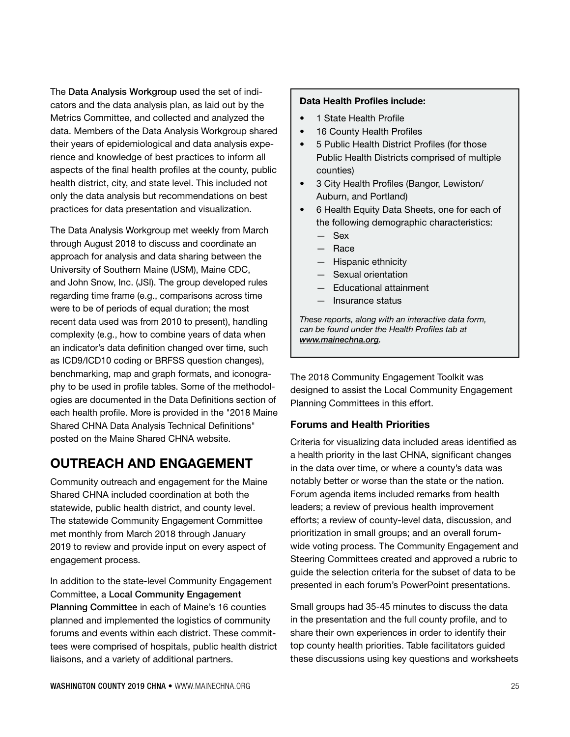The **Data Analysis Workgroup** used the set of indicators and the data analysis plan, as laid out by the Metrics Committee, and collected and analyzed the data. Members of the Data Analysis Workgroup shared their years of epidemiological and data analysis experience and knowledge of best practices to inform all aspects of the final health profiles at the county, public health district, city, and state level. This included not only the data analysis but recommendations on best practices for data presentation and visualization.

The Data Analysis Workgroup met weekly from March through August 2018 to discuss and coordinate an approach for analysis and data sharing between the University of Southern Maine (USM), Maine CDC, and John Snow, Inc. (JSI). The group developed rules regarding time frame (e.g., comparisons across time were to be of periods of equal duration; the most recent data used was from 2010 to present), handling complexity (e.g., how to combine years of data when an indicator's data definition changed over time, such as ICD9/ICD10 coding or BRFSS question changes), benchmarking, map and graph formats, and iconography to be used in profile tables. Some of the methodologies are documented in the Data Definitions section of each health profile. More is provided in the "2018 Maine Shared CHNA Data Analysis Technical Definitions" posted on the Maine Shared CHNA website.

## OUTREACH AND ENGAGEMENT

Community outreach and engagement for the Maine Shared CHNA included coordination at both the statewide, public health district, and county level. The statewide Community Engagement Committee met monthly from March 2018 through January 2019 to review and provide input on every aspect of engagement process.

In addition to the state-level Community Engagement Committee, a **Local Community Engagement Planning Committee** in each of Maine's 16 counties planned and implemented the logistics of community forums and events within each district. These committees were comprised of hospitals, public health district liaisons, and a variety of additional partners.

**Data Health Profiles include:**

- 1 State Health Profile
- 16 County Health Profiles
- 5 Public Health District Profiles (for those Public Health Districts comprised of multiple counties)
- 3 City Health Profiles (Bangor, Lewiston/ Auburn, and Portland)
- 6 Health Equity Data Sheets, one for each of the following demographic characteristics:
  - Sex
  - Race
  - Hispanic ethnicity
  - Sexual orientation
  - Educational attainment
  - Insurance status

*These reports, along with an interactive data form, can be found under the Health Profiles tab at* ***www.mainechna.org*****.**

The 2018 Community Engagement Toolkit was designed to assist the Local Community Engagement Planning Committees in this effort.

### Forums and Health Priorities

Criteria for visualizing data included areas identified as a health priority in the last CHNA, significant changes in the data over time, or where a county's data was notably better or worse than the state or the nation. Forum agenda items included remarks from health leaders; a review of previous health improvement efforts; a review of county-level data, discussion, and prioritization in small groups; and an overall forum-wide voting process. The Community Engagement and Steering Committees created and approved a rubric to guide the selection criteria for the subset of data to be presented in each forum's PowerPoint presentations.

Small groups had 35-45 minutes to discuss the data in the presentation and the full county profile, and to share their own experiences in order to identify their top county health priorities. Table facilitators guided these discussions using key questions and worksheets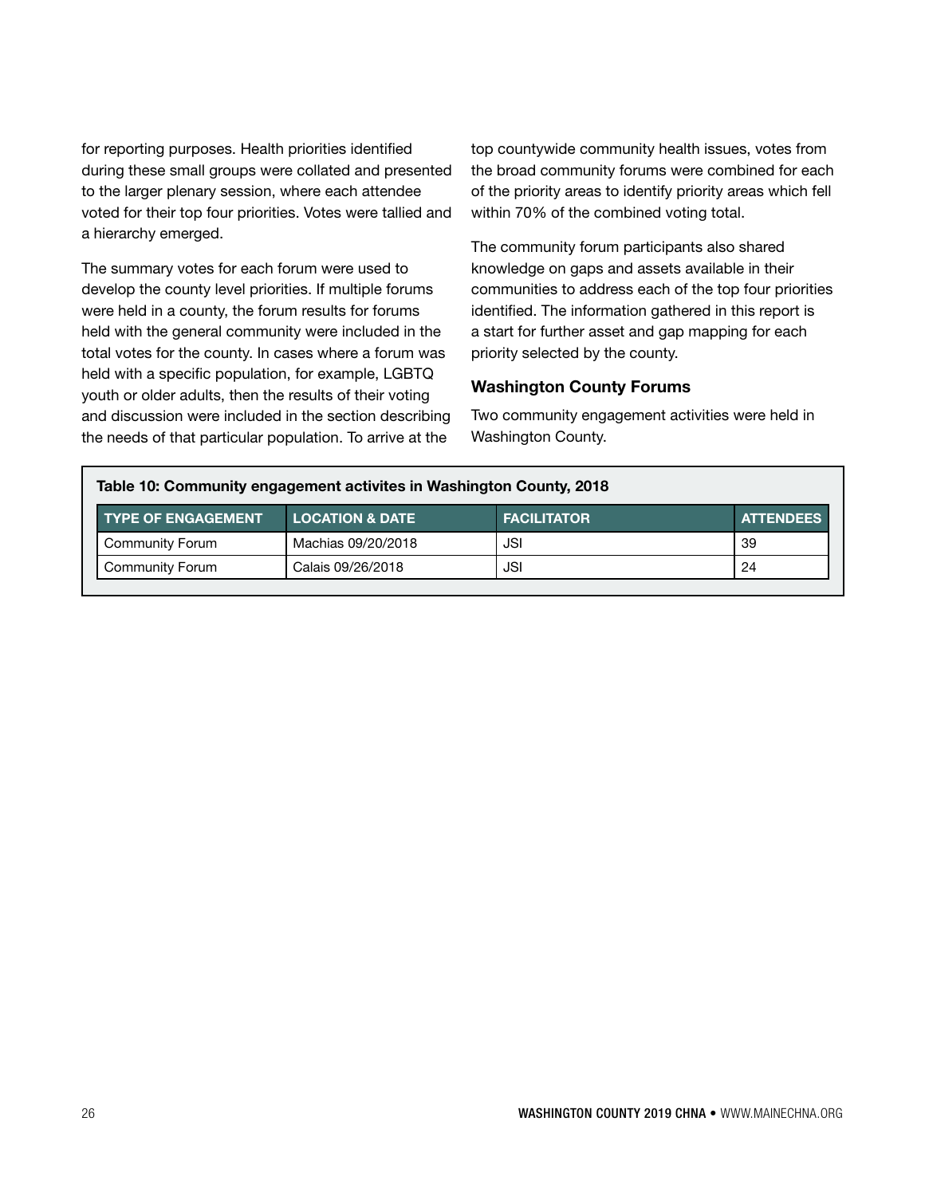for reporting purposes. Health priorities identified during these small groups were collated and presented to the larger plenary session, where each attendee voted for their top four priorities. Votes were tallied and a hierarchy emerged.

The summary votes for each forum were used to develop the county level priorities. If multiple forums were held in a county, the forum results for forums held with the general community were included in the total votes for the county. In cases where a forum was held with a specific population, for example, LGBTQ youth or older adults, then the results of their voting and discussion were included in the section describing the needs of that particular population. To arrive at the top countywide community health issues, votes from the broad community forums were combined for each of the priority areas to identify priority areas which fell within 70% of the combined voting total.

The community forum participants also shared knowledge on gaps and assets available in their communities to address each of the top four priorities identified. The information gathered in this report is a start for further asset and gap mapping for each priority selected by the county.

### Washington County Forums

Two community engagement activities were held in Washington County.

**Table 10: Community engagement activites in Washington County, 2018**

| TYPE OF ENGAGEMENT | LOCATION & DATE | FACILITATOR | ATTENDEES |
|---|---|---|---|
| Community Forum | Machias 09/20/2018 | JSI | 39 |
| Community Forum | Calais 09/26/2018 | JSI | 24 |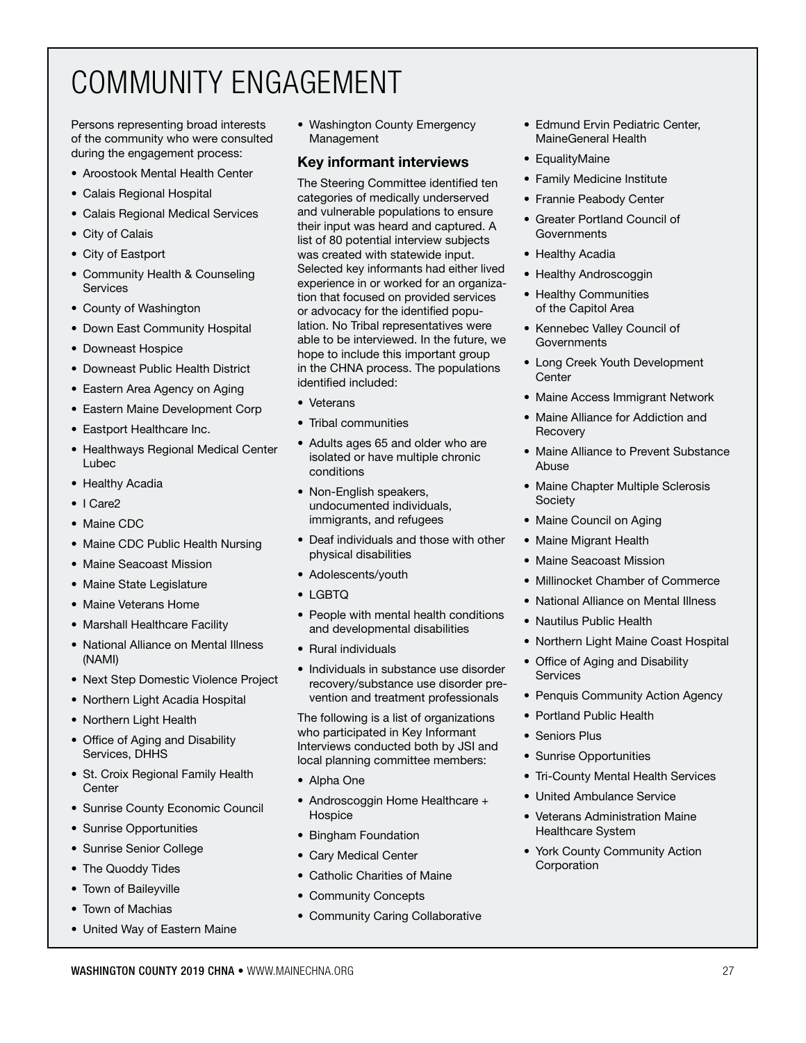# COMMUNITY ENGAGEMENT

Persons representing broad interests of the community who were consulted during the engagement process:

- Aroostook Mental Health Center
- Calais Regional Hospital
- Calais Regional Medical Services
- City of Calais
- City of Eastport
- Community Health & Counseling Services
- County of Washington
- Down East Community Hospital
- Downeast Hospice
- Downeast Public Health District
- Eastern Area Agency on Aging
- Eastern Maine Development Corp
- Eastport Healthcare Inc.
- Healthways Regional Medical Center Lubec
- Healthy Acadia
- I Care2
- Maine CDC
- Maine CDC Public Health Nursing
- Maine Seacoast Mission
- Maine State Legislature
- Maine Veterans Home
- Marshall Healthcare Facility
- National Alliance on Mental Illness (NAMI)
- Next Step Domestic Violence Project
- Northern Light Acadia Hospital
- Northern Light Health
- Office of Aging and Disability Services, DHHS
- St. Croix Regional Family Health Center
- Sunrise County Economic Council
- Sunrise Opportunities
- Sunrise Senior College
- The Quoddy Tides
- Town of Baileyville
- Town of Machias
- United Way of Eastern Maine
- Washington County Emergency Management

## Key informant interviews

The Steering Committee identified ten categories of medically underserved and vulnerable populations to ensure their input was heard and captured. A list of 80 potential interview subjects was created with statewide input. Selected key informants had either lived experience in or worked for an organization that focused on provided services or advocacy for the identified population. No Tribal representatives were able to be interviewed. In the future, we hope to include this important group in the CHNA process. The populations identified included:

- Veterans
- Tribal communities
- Adults ages 65 and older who are isolated or have multiple chronic conditions
- Non-English speakers, undocumented individuals, immigrants, and refugees
- Deaf individuals and those with other physical disabilities
- Adolescents/youth
- LGBTQ
- People with mental health conditions and developmental disabilities
- Rural individuals
- Individuals in substance use disorder recovery/substance use disorder prevention and treatment professionals

The following is a list of organizations who participated in Key Informant Interviews conducted both by JSI and local planning committee members:

- Alpha One
- Androscoggin Home Healthcare + Hospice
- Bingham Foundation
- Cary Medical Center
- Catholic Charities of Maine
- Community Concepts
- Community Caring Collaborative
- Edmund Ervin Pediatric Center, MaineGeneral Health
- EqualityMaine
- Family Medicine Institute
- Frannie Peabody Center
- Greater Portland Council of Governments
- Healthy Acadia
- Healthy Androscoggin
- Healthy Communities of the Capitol Area
- Kennebec Valley Council of Governments
- Long Creek Youth Development Center
- Maine Access Immigrant Network
- Maine Alliance for Addiction and Recovery
- Maine Alliance to Prevent Substance Abuse
- Maine Chapter Multiple Sclerosis Society
- Maine Council on Aging
- Maine Migrant Health
- Maine Seacoast Mission
- Millinocket Chamber of Commerce
- National Alliance on Mental Illness
- Nautilus Public Health
- Northern Light Maine Coast Hospital
- Office of Aging and Disability Services
- Penquis Community Action Agency
- Portland Public Health
- Seniors Plus
- Sunrise Opportunities
- Tri-County Mental Health Services
- United Ambulance Service
- Veterans Administration Maine Healthcare System
- York County Community Action Corporation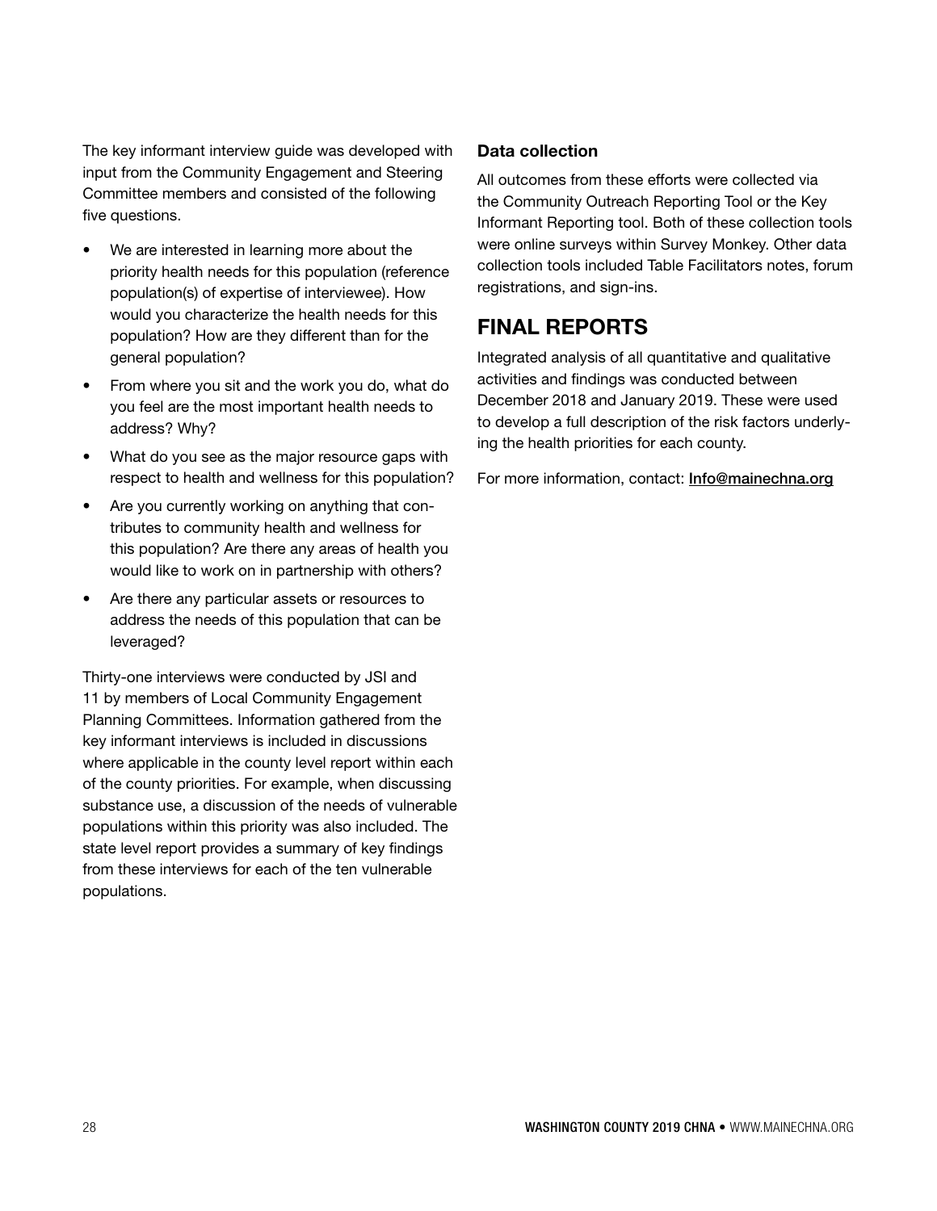The key informant interview guide was developed with input from the Community Engagement and Steering Committee members and consisted of the following five questions.

- We are interested in learning more about the priority health needs for this population (reference population(s) of expertise of interviewee). How would you characterize the health needs for this population? How are they different than for the general population?
- From where you sit and the work you do, what do you feel are the most important health needs to address? Why?
- What do you see as the major resource gaps with respect to health and wellness for this population?
- Are you currently working on anything that contributes to community health and wellness for this population? Are there any areas of health you would like to work on in partnership with others?
- Are there any particular assets or resources to address the needs of this population that can be leveraged?

Thirty-one interviews were conducted by JSI and 11 by members of Local Community Engagement Planning Committees. Information gathered from the key informant interviews is included in discussions where applicable in the county level report within each of the county priorities. For example, when discussing substance use, a discussion of the needs of vulnerable populations within this priority was also included. The state level report provides a summary of key findings from these interviews for each of the ten vulnerable populations.

### Data collection

All outcomes from these efforts were collected via the Community Outreach Reporting Tool or the Key Informant Reporting tool. Both of these collection tools were online surveys within Survey Monkey. Other data collection tools included Table Facilitators notes, forum registrations, and sign-ins.

## FINAL REPORTS

Integrated analysis of all quantitative and qualitative activities and findings was conducted between December 2018 and January 2019. These were used to develop a full description of the risk factors underlying the health priorities for each county.

For more information, contact: Info@mainechna.org